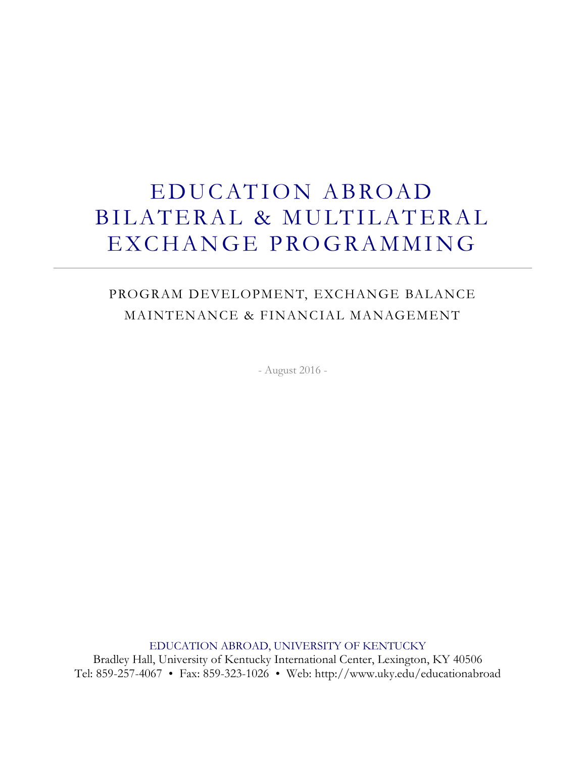# EDUCATION ABROAD BILATERAL & MULTILATERAL EXCHANGE PROGRAMMING

---

## PROGRAM DEVELOPMENT, EXCHANGE BALANCE MAINTENANCE & FINANCIAL MANAGEMENT

- August 2016 -

EDUCATION ABROAD, UNIVERSITY OF KENTUCKY
Bradley Hall, University of Kentucky International Center, Lexington, KY 40506
Tel: 859-257-4067 • Fax: 859-323-1026 • Web: http://www.uky.edu/educationabroad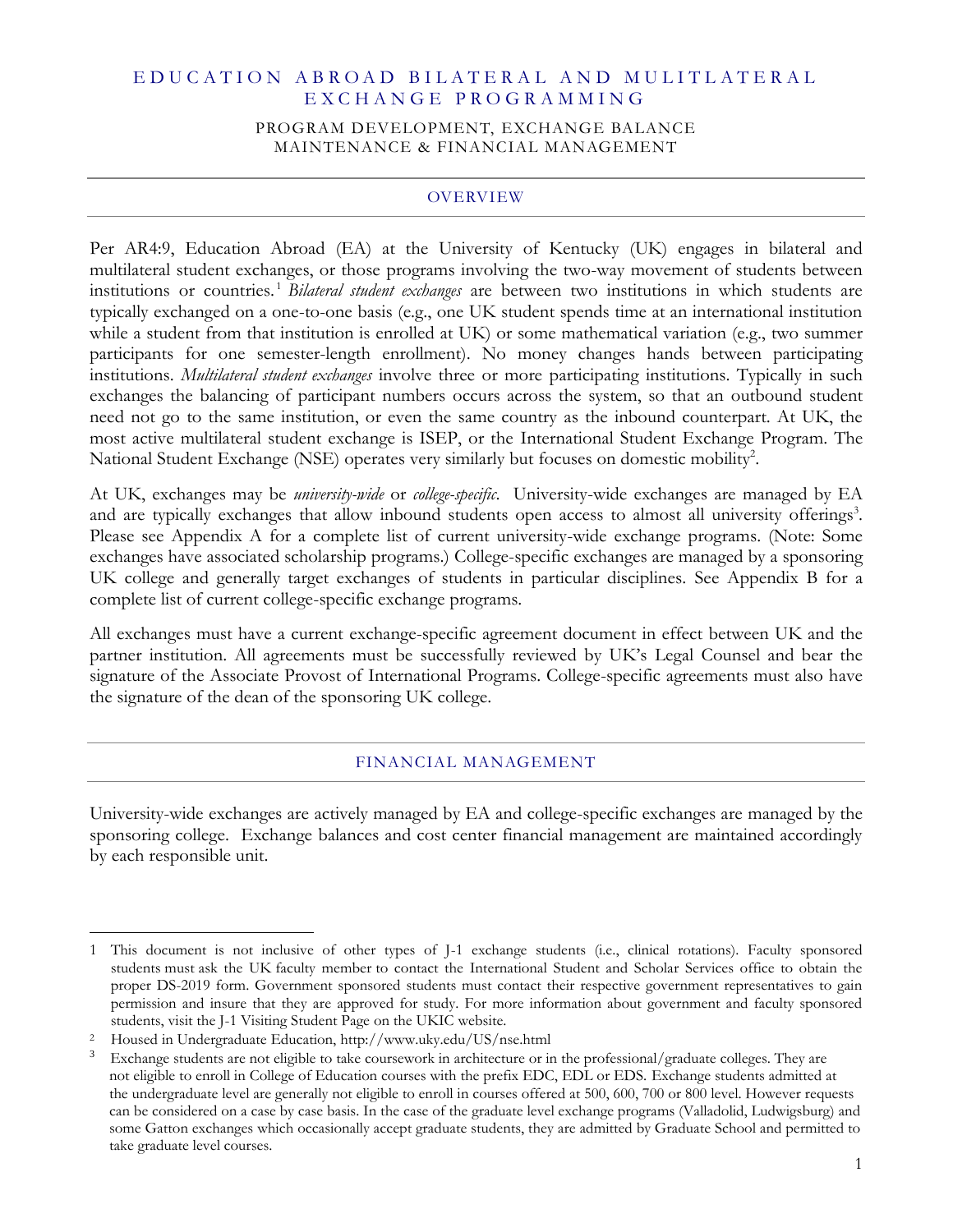# EDUCATION ABROAD BILATERAL AND MULITLATERAL EXCHANGE PROGRAMMING

### PROGRAM DEVELOPMENT, EXCHANGE BALANCE MAINTENANCE & FINANCIAL MANAGEMENT

## OVERVIEW

Per AR4:9, Education Abroad (EA) at the University of Kentucky (UK) engages in bilateral and multilateral student exchanges, or those programs involving the two-way movement of students between institutions or countries.[1] *Bilateral student exchanges* are between two institutions in which students are typically exchanged on a one-to-one basis (e.g., one UK student spends time at an international institution while a student from that institution is enrolled at UK) or some mathematical variation (e.g., two summer participants for one semester-length enrollment). No money changes hands between participating institutions. *Multilateral student exchanges* involve three or more participating institutions. Typically in such exchanges the balancing of participant numbers occurs across the system, so that an outbound student need not go to the same institution, or even the same country as the inbound counterpart. At UK, the most active multilateral student exchange is ISEP, or the International Student Exchange Program. The National Student Exchange (NSE) operates very similarly but focuses on domestic mobility[2].

At UK, exchanges may be *university-wide* or *college-specific*. University-wide exchanges are managed by EA and are typically exchanges that allow inbound students open access to almost all university offerings[3]. Please see Appendix A for a complete list of current university-wide exchange programs. (Note: Some exchanges have associated scholarship programs.) College-specific exchanges are managed by a sponsoring UK college and generally target exchanges of students in particular disciplines. See Appendix B for a complete list of current college-specific exchange programs.

All exchanges must have a current exchange-specific agreement document in effect between UK and the partner institution. All agreements must be successfully reviewed by UK's Legal Counsel and bear the signature of the Associate Provost of International Programs. College-specific agreements must also have the signature of the dean of the sponsoring UK college.

## FINANCIAL MANAGEMENT

University-wide exchanges are actively managed by EA and college-specific exchanges are managed by the sponsoring college. Exchange balances and cost center financial management are maintained accordingly by each responsible unit.

---

1 This document is not inclusive of other types of J-1 exchange students (i.e., clinical rotations). Faculty sponsored students must ask the UK faculty member to contact the International Student and Scholar Services office to obtain the proper DS-2019 form. Government sponsored students must contact their respective government representatives to gain permission and insure that they are approved for study. For more information about government and faculty sponsored students, visit the J-1 Visiting Student Page on the UKIC website.

2 Housed in Undergraduate Education, http://www.uky.edu/US/nse.html

3 Exchange students are not eligible to take coursework in architecture or in the professional/graduate colleges. They are not eligible to enroll in College of Education courses with the prefix EDC, EDL or EDS. Exchange students admitted at the undergraduate level are generally not eligible to enroll in courses offered at 500, 600, 700 or 800 level. However requests can be considered on a case by case basis. In the case of the graduate level exchange programs (Valladolid, Ludwigsburg) and some Gatton exchanges which occasionally accept graduate students, they are admitted by Graduate School and permitted to take graduate level courses.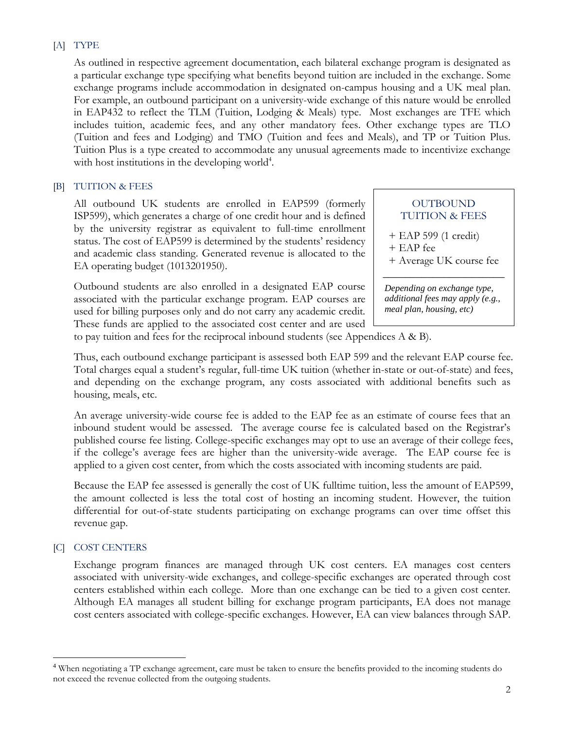## [A] TYPE

As outlined in respective agreement documentation, each bilateral exchange program is designated as a particular exchange type specifying what benefits beyond tuition are included in the exchange. Some exchange programs include accommodation in designated on-campus housing and a UK meal plan. For example, an outbound participant on a university-wide exchange of this nature would be enrolled in EAP432 to reflect the TLM (Tuition, Lodging & Meals) type. Most exchanges are TFE which includes tuition, academic fees, and any other mandatory fees. Other exchange types are TLO (Tuition and fees and Lodging) and TMO (Tuition and fees and Meals), and TP or Tuition Plus. Tuition Plus is a type created to accommodate any unusual agreements made to incentivize exchange with host institutions in the developing world[4].

## [B] TUITION & FEES

All outbound UK students are enrolled in EAP599 (formerly ISP599), which generates a charge of one credit hour and is defined by the university registrar as equivalent to full-time enrollment status. The cost of EAP599 is determined by the students' residency and academic class standing. Generated revenue is allocated to the EA operating budget (1013201950).

> OUTBOUND TUITION & FEES
>
> + EAP 599 (1 credit)
> + EAP fee
> + Average UK course fee
>
> ---
>
> ***Depending on exchange type, additional fees may apply (e.g., meal plan, housing, etc)***

Outbound students are also enrolled in a designated EAP course associated with the particular exchange program. EAP courses are used for billing purposes only and do not carry any academic credit. These funds are applied to the associated cost center and are used to pay tuition and fees for the reciprocal inbound students (see Appendices A & B).

Thus, each outbound exchange participant is assessed both EAP 599 and the relevant EAP course fee. Total charges equal a student's regular, full-time UK tuition (whether in-state or out-of-state) and fees, and depending on the exchange program, any costs associated with additional benefits such as housing, meals, etc.

An average university-wide course fee is added to the EAP fee as an estimate of course fees that an inbound student would be assessed. The average course fee is calculated based on the Registrar's published course fee listing. College-specific exchanges may opt to use an average of their college fees, if the college's average fees are higher than the university-wide average. The EAP course fee is applied to a given cost center, from which the costs associated with incoming students are paid.

Because the EAP fee assessed is generally the cost of UK fulltime tuition, less the amount of EAP599, the amount collected is less the total cost of hosting an incoming student. However, the tuition differential for out-of-state students participating on exchange programs can over time offset this revenue gap.

## [C] COST CENTERS

Exchange program finances are managed through UK cost centers. EA manages cost centers associated with university-wide exchanges, and college-specific exchanges are operated through cost centers established within each college. More than one exchange can be tied to a given cost center. Although EA manages all student billing for exchange program participants, EA does not manage cost centers associated with college-specific exchanges. However, EA can view balances through SAP.

---

[4] When negotiating a TP exchange agreement, care must be taken to ensure the benefits provided to the incoming students do not exceed the revenue collected from the outgoing students.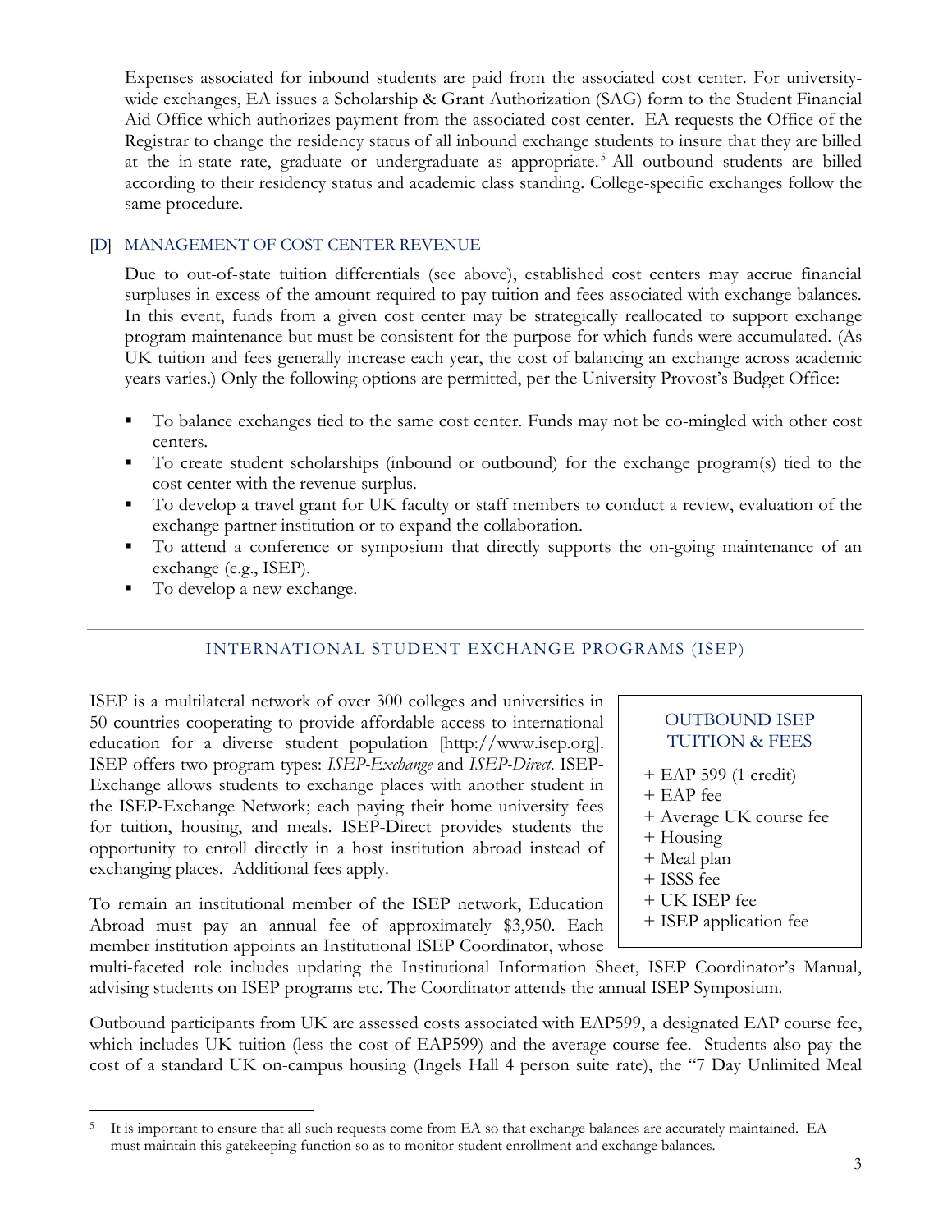Expenses associated for inbound students are paid from the associated cost center. For university-wide exchanges, EA issues a Scholarship & Grant Authorization (SAG) form to the Student Financial Aid Office which authorizes payment from the associated cost center. EA requests the Office of the Registrar to change the residency status of all inbound exchange students to insure that they are billed at the in-state rate, graduate or undergraduate as appropriate.[5] All outbound students are billed according to their residency status and academic class standing. College-specific exchanges follow the same procedure.

### [D] MANAGEMENT OF COST CENTER REVENUE

Due to out-of-state tuition differentials (see above), established cost centers may accrue financial surpluses in excess of the amount required to pay tuition and fees associated with exchange balances. In this event, funds from a given cost center may be strategically reallocated to support exchange program maintenance but must be consistent for the purpose for which funds were accumulated. (As UK tuition and fees generally increase each year, the cost of balancing an exchange across academic years varies.) Only the following options are permitted, per the University Provost's Budget Office:

- To balance exchanges tied to the same cost center. Funds may not be co-mingled with other cost centers.
- To create student scholarships (inbound or outbound) for the exchange program(s) tied to the cost center with the revenue surplus.
- To develop a travel grant for UK faculty or staff members to conduct a review, evaluation of the exchange partner institution or to expand the collaboration.
- To attend a conference or symposium that directly supports the on-going maintenance of an exchange (e.g., ISEP).
- To develop a new exchange.

## INTERNATIONAL STUDENT EXCHANGE PROGRAMS (ISEP)

ISEP is a multilateral network of over 300 colleges and universities in 50 countries cooperating to provide affordable access to international education for a diverse student population [http://www.isep.org]. ISEP offers two program types: *ISEP-Exchange* and *ISEP-Direct*. ISEP-Exchange allows students to exchange places with another student in the ISEP-Exchange Network; each paying their home university fees for tuition, housing, and meals. ISEP-Direct provides students the opportunity to enroll directly in a host institution abroad instead of exchanging places. Additional fees apply.

**OUTBOUND ISEP TUITION & FEES**

+ EAP 599 (1 credit)
+ EAP fee
+ Average UK course fee
+ Housing
+ Meal plan
+ ISSS fee
+ UK ISEP fee
+ ISEP application fee

To remain an institutional member of the ISEP network, Education Abroad must pay an annual fee of approximately $3,950. Each member institution appoints an Institutional ISEP Coordinator, whose multi-faceted role includes updating the Institutional Information Sheet, ISEP Coordinator's Manual, advising students on ISEP programs etc. The Coordinator attends the annual ISEP Symposium.

Outbound participants from UK are assessed costs associated with EAP599, a designated EAP course fee, which includes UK tuition (less the cost of EAP599) and the average course fee. Students also pay the cost of a standard UK on-campus housing (Ingels Hall 4 person suite rate), the "7 Day Unlimited Meal

---

[5] It is important to ensure that all such requests come from EA so that exchange balances are accurately maintained. EA must maintain this gatekeeping function so as to monitor student enrollment and exchange balances.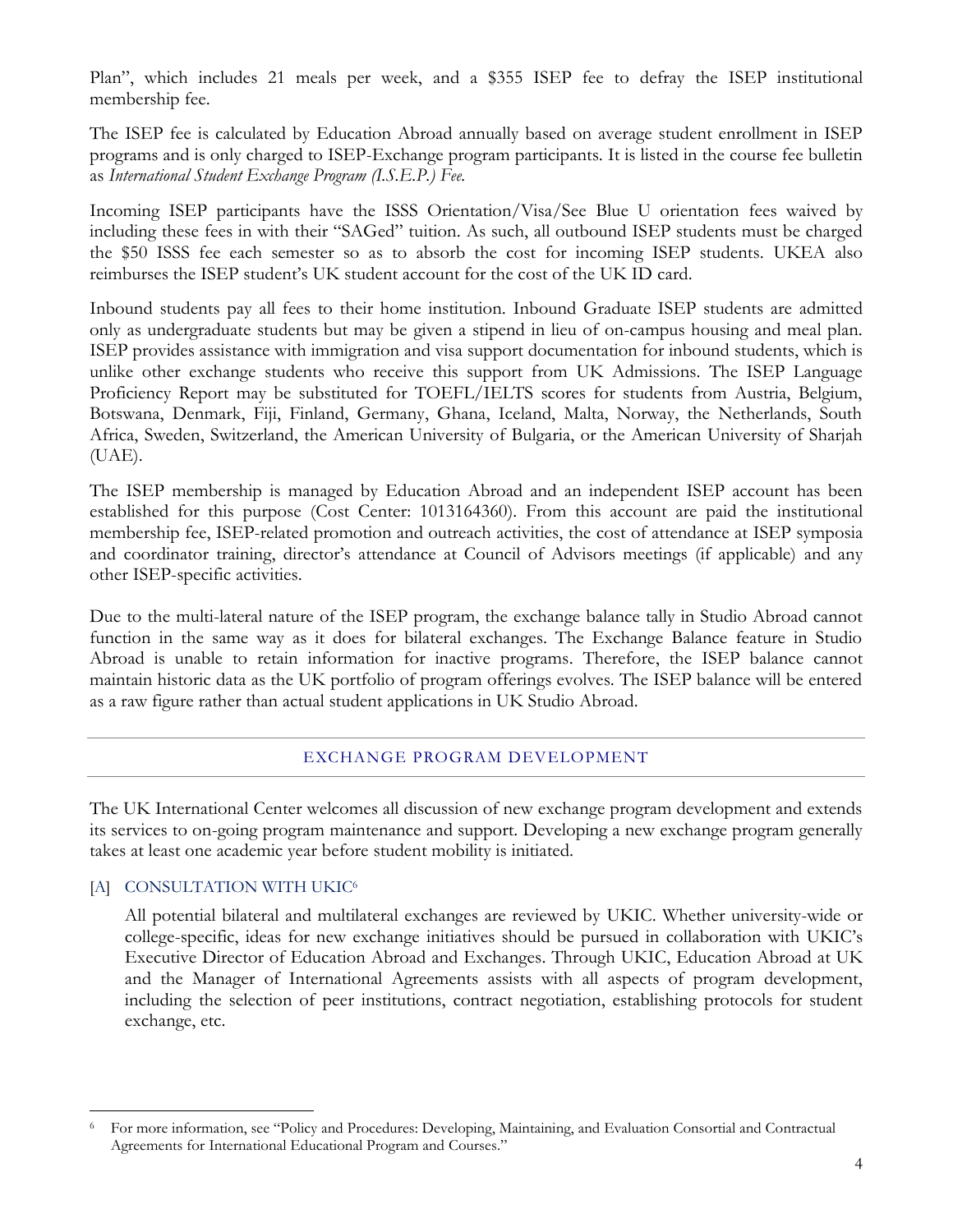Plan", which includes 21 meals per week, and a $355 ISEP fee to defray the ISEP institutional membership fee.

The ISEP fee is calculated by Education Abroad annually based on average student enrollment in ISEP programs and is only charged to ISEP-Exchange program participants. It is listed in the course fee bulletin as *International Student Exchange Program (I.S.E.P.) Fee.*

Incoming ISEP participants have the ISSS Orientation/Visa/See Blue U orientation fees waived by including these fees in with their "SAGed" tuition. As such, all outbound ISEP students must be charged the $50 ISSS fee each semester so as to absorb the cost for incoming ISEP students. UKEA also reimburses the ISEP student's UK student account for the cost of the UK ID card.

Inbound students pay all fees to their home institution. Inbound Graduate ISEP students are admitted only as undergraduate students but may be given a stipend in lieu of on-campus housing and meal plan. ISEP provides assistance with immigration and visa support documentation for inbound students, which is unlike other exchange students who receive this support from UK Admissions. The ISEP Language Proficiency Report may be substituted for TOEFL/IELTS scores for students from Austria, Belgium, Botswana, Denmark, Fiji, Finland, Germany, Ghana, Iceland, Malta, Norway, the Netherlands, South Africa, Sweden, Switzerland, the American University of Bulgaria, or the American University of Sharjah (UAE).

The ISEP membership is managed by Education Abroad and an independent ISEP account has been established for this purpose (Cost Center: 1013164360). From this account are paid the institutional membership fee, ISEP-related promotion and outreach activities, the cost of attendance at ISEP symposia and coordinator training, director's attendance at Council of Advisors meetings (if applicable) and any other ISEP-specific activities.

Due to the multi-lateral nature of the ISEP program, the exchange balance tally in Studio Abroad cannot function in the same way as it does for bilateral exchanges. The Exchange Balance feature in Studio Abroad is unable to retain information for inactive programs. Therefore, the ISEP balance cannot maintain historic data as the UK portfolio of program offerings evolves. The ISEP balance will be entered as a raw figure rather than actual student applications in UK Studio Abroad.

## EXCHANGE PROGRAM DEVELOPMENT

The UK International Center welcomes all discussion of new exchange program development and extends its services to on-going program maintenance and support. Developing a new exchange program generally takes at least one academic year before student mobility is initiated.

### [A] CONSULTATION WITH UKIC[6]

All potential bilateral and multilateral exchanges are reviewed by UKIC. Whether university-wide or college-specific, ideas for new exchange initiatives should be pursued in collaboration with UKIC's Executive Director of Education Abroad and Exchanges. Through UKIC, Education Abroad at UK and the Manager of International Agreements assists with all aspects of program development, including the selection of peer institutions, contract negotiation, establishing protocols for student exchange, etc.

[6] For more information, see "Policy and Procedures: Developing, Maintaining, and Evaluation Consortial and Contractual Agreements for International Educational Program and Courses."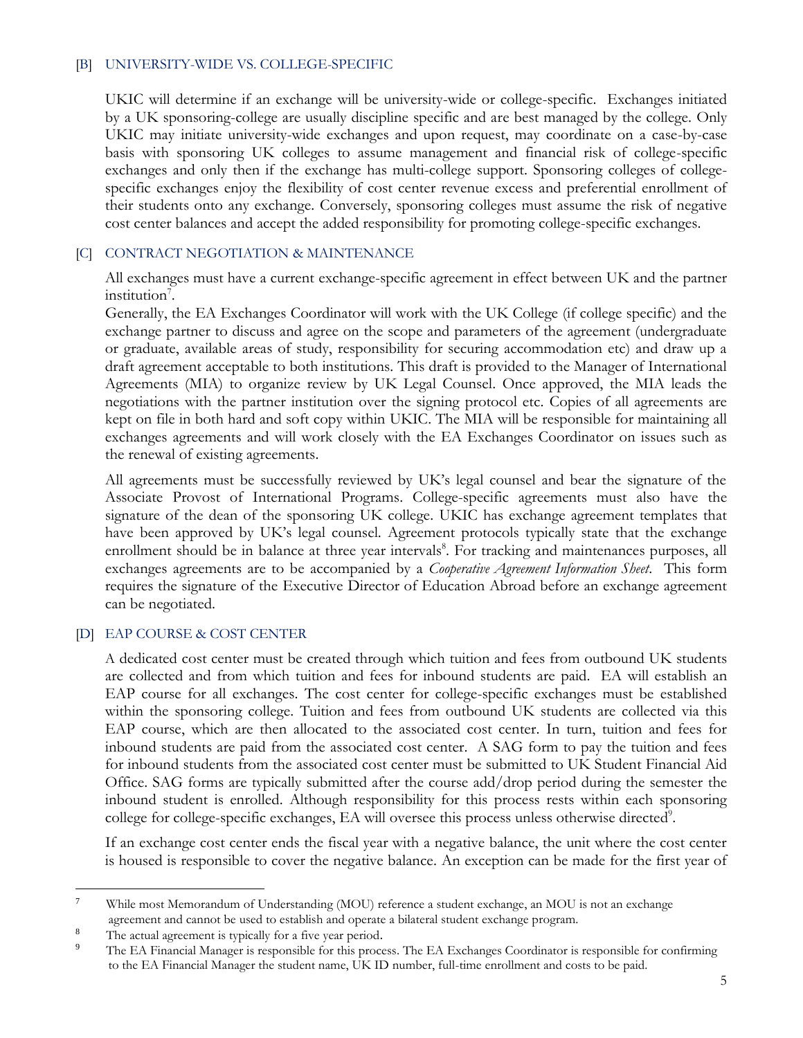### [B] UNIVERSITY-WIDE VS. COLLEGE-SPECIFIC

UKIC will determine if an exchange will be university-wide or college-specific. Exchanges initiated by a UK sponsoring-college are usually discipline specific and are best managed by the college. Only UKIC may initiate university-wide exchanges and upon request, may coordinate on a case-by-case basis with sponsoring UK colleges to assume management and financial risk of college-specific exchanges and only then if the exchange has multi-college support. Sponsoring colleges of college-specific exchanges enjoy the flexibility of cost center revenue excess and preferential enrollment of their students onto any exchange. Conversely, sponsoring colleges must assume the risk of negative cost center balances and accept the added responsibility for promoting college-specific exchanges.

### [C] CONTRACT NEGOTIATION & MAINTENANCE

All exchanges must have a current exchange-specific agreement in effect between UK and the partner institution[7].

Generally, the EA Exchanges Coordinator will work with the UK College (if college specific) and the exchange partner to discuss and agree on the scope and parameters of the agreement (undergraduate or graduate, available areas of study, responsibility for securing accommodation etc) and draw up a draft agreement acceptable to both institutions. This draft is provided to the Manager of International Agreements (MIA) to organize review by UK Legal Counsel. Once approved, the MIA leads the negotiations with the partner institution over the signing protocol etc. Copies of all agreements are kept on file in both hard and soft copy within UKIC. The MIA will be responsible for maintaining all exchanges agreements and will work closely with the EA Exchanges Coordinator on issues such as the renewal of existing agreements.

All agreements must be successfully reviewed by UK's legal counsel and bear the signature of the Associate Provost of International Programs. College-specific agreements must also have the signature of the dean of the sponsoring UK college. UKIC has exchange agreement templates that have been approved by UK's legal counsel. Agreement protocols typically state that the exchange enrollment should be in balance at three year intervals[8]. For tracking and maintenances purposes, all exchanges agreements are to be accompanied by a *Cooperative Agreement Information Sheet*. This form requires the signature of the Executive Director of Education Abroad before an exchange agreement can be negotiated.

### [D] EAP COURSE & COST CENTER

A dedicated cost center must be created through which tuition and fees from outbound UK students are collected and from which tuition and fees for inbound students are paid. EA will establish an EAP course for all exchanges. The cost center for college-specific exchanges must be established within the sponsoring college. Tuition and fees from outbound UK students are collected via this EAP course, which are then allocated to the associated cost center. In turn, tuition and fees for inbound students are paid from the associated cost center. A SAG form to pay the tuition and fees for inbound students from the associated cost center must be submitted to UK Student Financial Aid Office. SAG forms are typically submitted after the course add/drop period during the semester the inbound student is enrolled. Although responsibility for this process rests within each sponsoring college for college-specific exchanges, EA will oversee this process unless otherwise directed[9].

If an exchange cost center ends the fiscal year with a negative balance, the unit where the cost center is housed is responsible to cover the negative balance. An exception can be made for the first year of

---

[7] While most Memorandum of Understanding (MOU) reference a student exchange, an MOU is not an exchange agreement and cannot be used to establish and operate a bilateral student exchange program.

[8] The actual agreement is typically for a five year period.

[9] The EA Financial Manager is responsible for this process. The EA Exchanges Coordinator is responsible for confirming to the EA Financial Manager the student name, UK ID number, full-time enrollment and costs to be paid.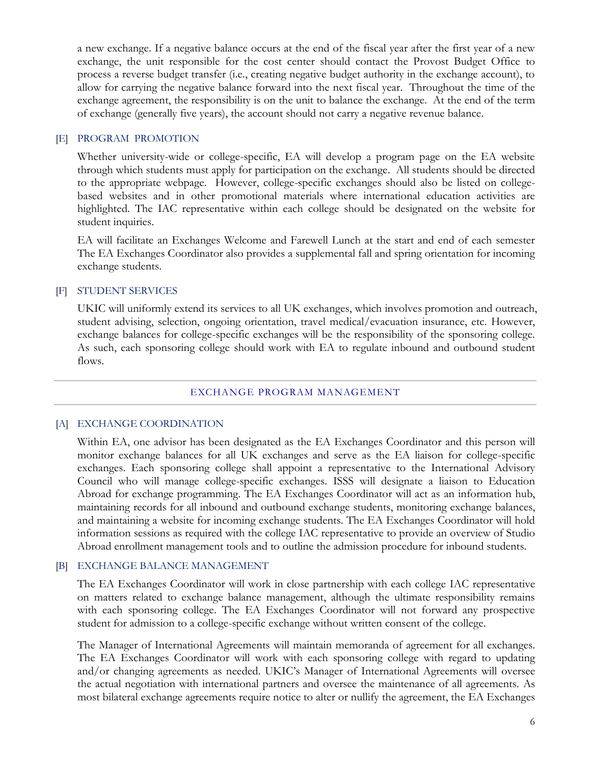a new exchange. If a negative balance occurs at the end of the fiscal year after the first year of a new exchange, the unit responsible for the cost center should contact the Provost Budget Office to process a reverse budget transfer (i.e., creating negative budget authority in the exchange account), to allow for carrying the negative balance forward into the next fiscal year. Throughout the time of the exchange agreement, the responsibility is on the unit to balance the exchange. At the end of the term of exchange (generally five years), the account should not carry a negative revenue balance.

### [E] PROGRAM PROMOTION

Whether university-wide or college-specific, EA will develop a program page on the EA website through which students must apply for participation on the exchange. All students should be directed to the appropriate webpage. However, college-specific exchanges should also be listed on college-based websites and in other promotional materials where international education activities are highlighted. The IAC representative within each college should be designated on the website for student inquiries.

EA will facilitate an Exchanges Welcome and Farewell Lunch at the start and end of each semester The EA Exchanges Coordinator also provides a supplemental fall and spring orientation for incoming exchange students.

### [F] STUDENT SERVICES

UKIC will uniformly extend its services to all UK exchanges, which involves promotion and outreach, student advising, selection, ongoing orientation, travel medical/evacuation insurance, etc. However, exchange balances for college-specific exchanges will be the responsibility of the sponsoring college. As such, each sponsoring college should work with EA to regulate inbound and outbound student flows.

---

## EXCHANGE PROGRAM MANAGEMENT

---

### [A] EXCHANGE COORDINATION

Within EA, one advisor has been designated as the EA Exchanges Coordinator and this person will monitor exchange balances for all UK exchanges and serve as the EA liaison for college-specific exchanges. Each sponsoring college shall appoint a representative to the International Advisory Council who will manage college-specific exchanges. ISSS will designate a liaison to Education Abroad for exchange programming. The EA Exchanges Coordinator will act as an information hub, maintaining records for all inbound and outbound exchange students, monitoring exchange balances, and maintaining a website for incoming exchange students. The EA Exchanges Coordinator will hold information sessions as required with the college IAC representative to provide an overview of Studio Abroad enrollment management tools and to outline the admission procedure for inbound students.

### [B] EXCHANGE BALANCE MANAGEMENT

The EA Exchanges Coordinator will work in close partnership with each college IAC representative on matters related to exchange balance management, although the ultimate responsibility remains with each sponsoring college. The EA Exchanges Coordinator will not forward any prospective student for admission to a college-specific exchange without written consent of the college.

The Manager of International Agreements will maintain memoranda of agreement for all exchanges. The EA Exchanges Coordinator will work with each sponsoring college with regard to updating and/or changing agreements as needed. UKIC's Manager of International Agreements will oversee the actual negotiation with international partners and oversee the maintenance of all agreements. As most bilateral exchange agreements require notice to alter or nullify the agreement, the EA Exchanges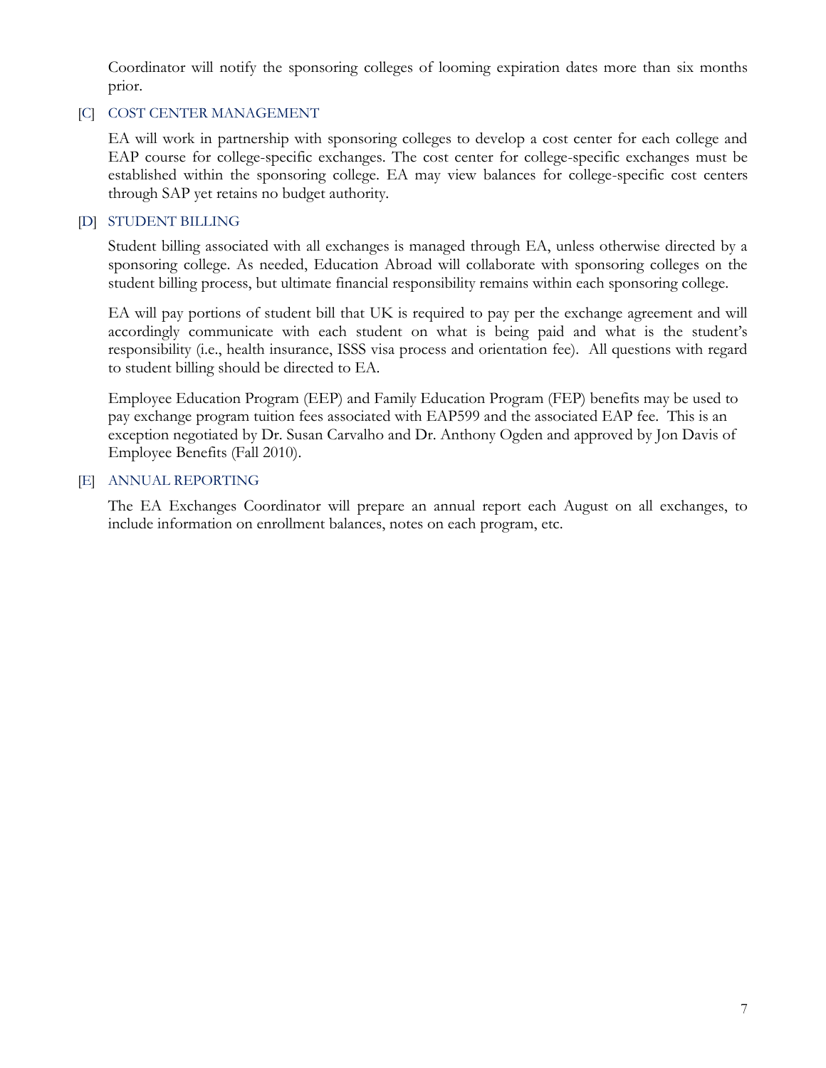Coordinator will notify the sponsoring colleges of looming expiration dates more than six months prior.

### [C] COST CENTER MANAGEMENT

EA will work in partnership with sponsoring colleges to develop a cost center for each college and EAP course for college-specific exchanges. The cost center for college-specific exchanges must be established within the sponsoring college. EA may view balances for college-specific cost centers through SAP yet retains no budget authority.

### [D] STUDENT BILLING

Student billing associated with all exchanges is managed through EA, unless otherwise directed by a sponsoring college. As needed, Education Abroad will collaborate with sponsoring colleges on the student billing process, but ultimate financial responsibility remains within each sponsoring college.

EA will pay portions of student bill that UK is required to pay per the exchange agreement and will accordingly communicate with each student on what is being paid and what is the student's responsibility (i.e., health insurance, ISSS visa process and orientation fee). All questions with regard to student billing should be directed to EA.

Employee Education Program (EEP) and Family Education Program (FEP) benefits may be used to pay exchange program tuition fees associated with EAP599 and the associated EAP fee. This is an exception negotiated by Dr. Susan Carvalho and Dr. Anthony Ogden and approved by Jon Davis of Employee Benefits (Fall 2010).

### [E] ANNUAL REPORTING

The EA Exchanges Coordinator will prepare an annual report each August on all exchanges, to include information on enrollment balances, notes on each program, etc.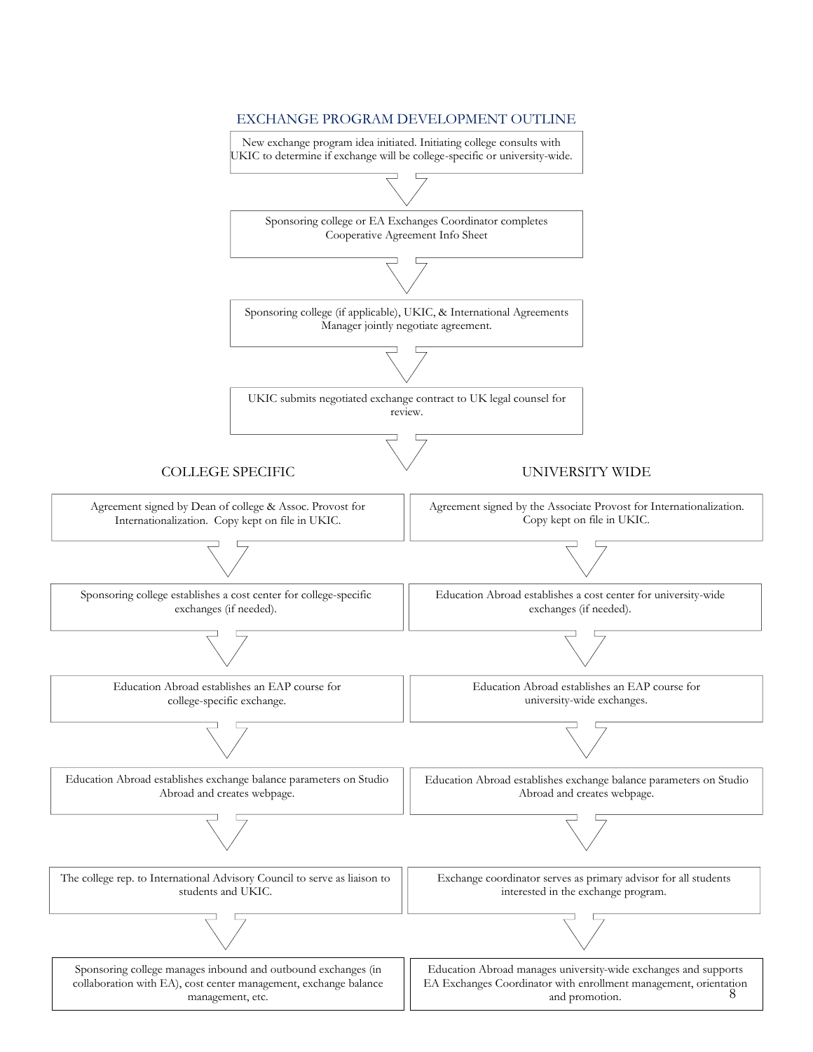## EXCHANGE PROGRAM DEVELOPMENT OUTLINE

1. New exchange program idea initiated. Initiating college consults with UKIC to determine if exchange will be college-specific or university-wide.
2. Sponsoring college or EA Exchanges Coordinator completes Cooperative Agreement Info Sheet
3. Sponsoring college (if applicable), UKIC, & International Agreements Manager jointly negotiate agreement.
4. UKIC submits negotiated exchange contract to UK legal counsel for review.

### COLLEGE SPECIFIC

1. Agreement signed by Dean of college & Assoc. Provost for Internationalization. Copy kept on file in UKIC.
2. Sponsoring college establishes a cost center for college-specific exchanges (if needed).
3. Education Abroad establishes an EAP course for college-specific exchange.
4. Education Abroad establishes exchange balance parameters on Studio Abroad and creates webpage.
5. The college rep. to International Advisory Council to serve as liaison to students and UKIC.
6. Sponsoring college manages inbound and outbound exchanges (in collaboration with EA), cost center management, exchange balance management, etc.

### UNIVERSITY WIDE

1. Agreement signed by the Associate Provost for Internationalization. Copy kept on file in UKIC.
2. Education Abroad establishes a cost center for university-wide exchanges (if needed).
3. Education Abroad establishes an EAP course for university-wide exchanges.
4. Education Abroad establishes exchange balance parameters on Studio Abroad and creates webpage.
5. Exchange coordinator serves as primary advisor for all students interested in the exchange program.
6. Education Abroad manages university-wide exchanges and supports EA Exchanges Coordinator with enrollment management, orientation and promotion.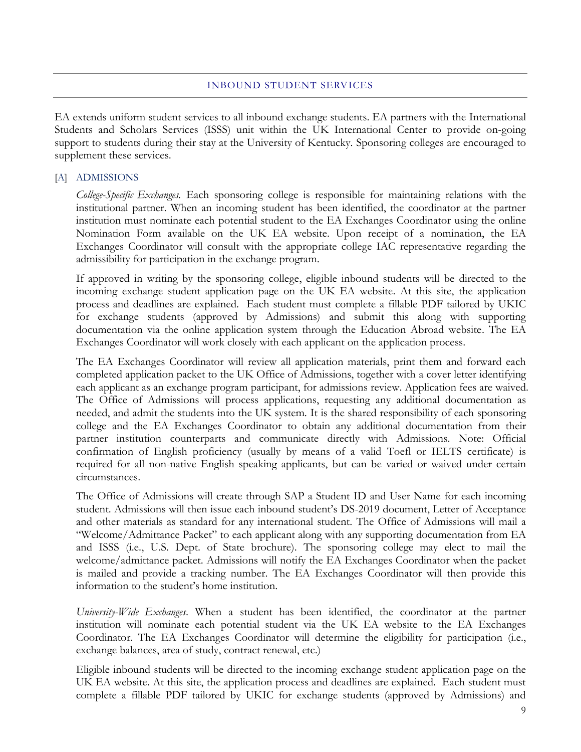## INBOUND STUDENT SERVICES

EA extends uniform student services to all inbound exchange students. EA partners with the International Students and Scholars Services (ISSS) unit within the UK International Center to provide on-going support to students during their stay at the University of Kentucky. Sponsoring colleges are encouraged to supplement these services.

### [A] ADMISSIONS

*College-Specific Exchanges.* Each sponsoring college is responsible for maintaining relations with the institutional partner. When an incoming student has been identified, the coordinator at the partner institution must nominate each potential student to the EA Exchanges Coordinator using the online Nomination Form available on the UK EA website. Upon receipt of a nomination, the EA Exchanges Coordinator will consult with the appropriate college IAC representative regarding the admissibility for participation in the exchange program.

If approved in writing by the sponsoring college, eligible inbound students will be directed to the incoming exchange student application page on the UK EA website. At this site, the application process and deadlines are explained. Each student must complete a fillable PDF tailored by UKIC for exchange students (approved by Admissions) and submit this along with supporting documentation via the online application system through the Education Abroad website. The EA Exchanges Coordinator will work closely with each applicant on the application process.

The EA Exchanges Coordinator will review all application materials, print them and forward each completed application packet to the UK Office of Admissions, together with a cover letter identifying each applicant as an exchange program participant, for admissions review. Application fees are waived. The Office of Admissions will process applications, requesting any additional documentation as needed, and admit the students into the UK system. It is the shared responsibility of each sponsoring college and the EA Exchanges Coordinator to obtain any additional documentation from their partner institution counterparts and communicate directly with Admissions. Note: Official confirmation of English proficiency (usually by means of a valid Toefl or IELTS certificate) is required for all non-native English speaking applicants, but can be varied or waived under certain circumstances.

The Office of Admissions will create through SAP a Student ID and User Name for each incoming student. Admissions will then issue each inbound student's DS-2019 document, Letter of Acceptance and other materials as standard for any international student. The Office of Admissions will mail a "Welcome/Admittance Packet" to each applicant along with any supporting documentation from EA and ISSS (i.e., U.S. Dept. of State brochure). The sponsoring college may elect to mail the welcome/admittance packet. Admissions will notify the EA Exchanges Coordinator when the packet is mailed and provide a tracking number. The EA Exchanges Coordinator will then provide this information to the student's home institution.

*University-Wide Exchanges*. When a student has been identified, the coordinator at the partner institution will nominate each potential student via the UK EA website to the EA Exchanges Coordinator. The EA Exchanges Coordinator will determine the eligibility for participation (i.e., exchange balances, area of study, contract renewal, etc.)

Eligible inbound students will be directed to the incoming exchange student application page on the UK EA website. At this site, the application process and deadlines are explained. Each student must complete a fillable PDF tailored by UKIC for exchange students (approved by Admissions) and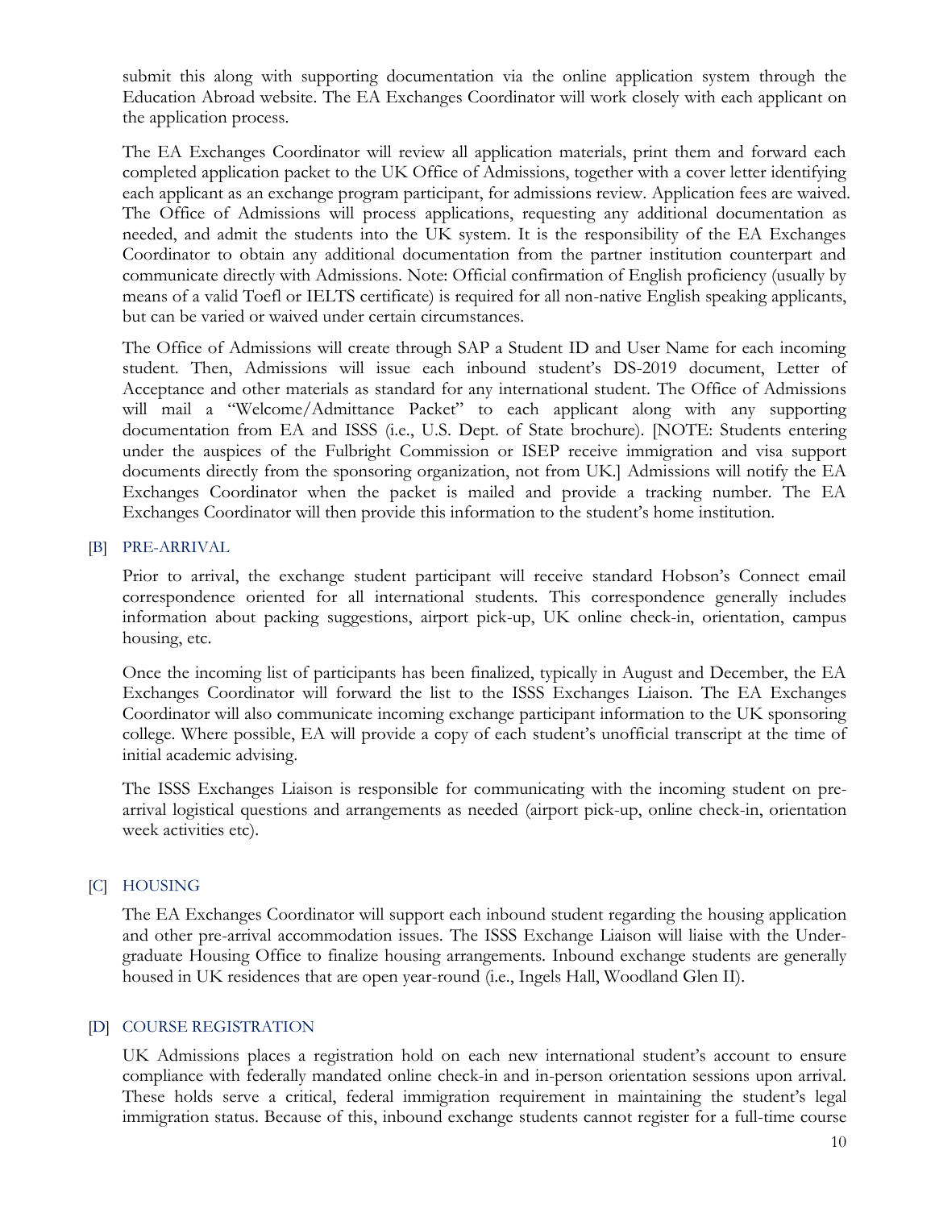submit this along with supporting documentation via the online application system through the Education Abroad website. The EA Exchanges Coordinator will work closely with each applicant on the application process.

The EA Exchanges Coordinator will review all application materials, print them and forward each completed application packet to the UK Office of Admissions, together with a cover letter identifying each applicant as an exchange program participant, for admissions review. Application fees are waived. The Office of Admissions will process applications, requesting any additional documentation as needed, and admit the students into the UK system. It is the responsibility of the EA Exchanges Coordinator to obtain any additional documentation from the partner institution counterpart and communicate directly with Admissions. Note: Official confirmation of English proficiency (usually by means of a valid Toefl or IELTS certificate) is required for all non-native English speaking applicants, but can be varied or waived under certain circumstances.

The Office of Admissions will create through SAP a Student ID and User Name for each incoming student. Then, Admissions will issue each inbound student's DS-2019 document, Letter of Acceptance and other materials as standard for any international student. The Office of Admissions will mail a "Welcome/Admittance Packet" to each applicant along with any supporting documentation from EA and ISSS (i.e., U.S. Dept. of State brochure). [NOTE: Students entering under the auspices of the Fulbright Commission or ISEP receive immigration and visa support documents directly from the sponsoring organization, not from UK.] Admissions will notify the EA Exchanges Coordinator when the packet is mailed and provide a tracking number. The EA Exchanges Coordinator will then provide this information to the student's home institution.

## [B] PRE-ARRIVAL

Prior to arrival, the exchange student participant will receive standard Hobson's Connect email correspondence oriented for all international students. This correspondence generally includes information about packing suggestions, airport pick-up, UK online check-in, orientation, campus housing, etc.

Once the incoming list of participants has been finalized, typically in August and December, the EA Exchanges Coordinator will forward the list to the ISSS Exchanges Liaison. The EA Exchanges Coordinator will also communicate incoming exchange participant information to the UK sponsoring college. Where possible, EA will provide a copy of each student's unofficial transcript at the time of initial academic advising.

The ISSS Exchanges Liaison is responsible for communicating with the incoming student on pre-arrival logistical questions and arrangements as needed (airport pick-up, online check-in, orientation week activities etc).

## [C] HOUSING

The EA Exchanges Coordinator will support each inbound student regarding the housing application and other pre-arrival accommodation issues. The ISSS Exchange Liaison will liaise with the Undergraduate Housing Office to finalize housing arrangements. Inbound exchange students are generally housed in UK residences that are open year-round (i.e., Ingels Hall, Woodland Glen II).

## [D] COURSE REGISTRATION

UK Admissions places a registration hold on each new international student's account to ensure compliance with federally mandated online check-in and in-person orientation sessions upon arrival. These holds serve a critical, federal immigration requirement in maintaining the student's legal immigration status. Because of this, inbound exchange students cannot register for a full-time course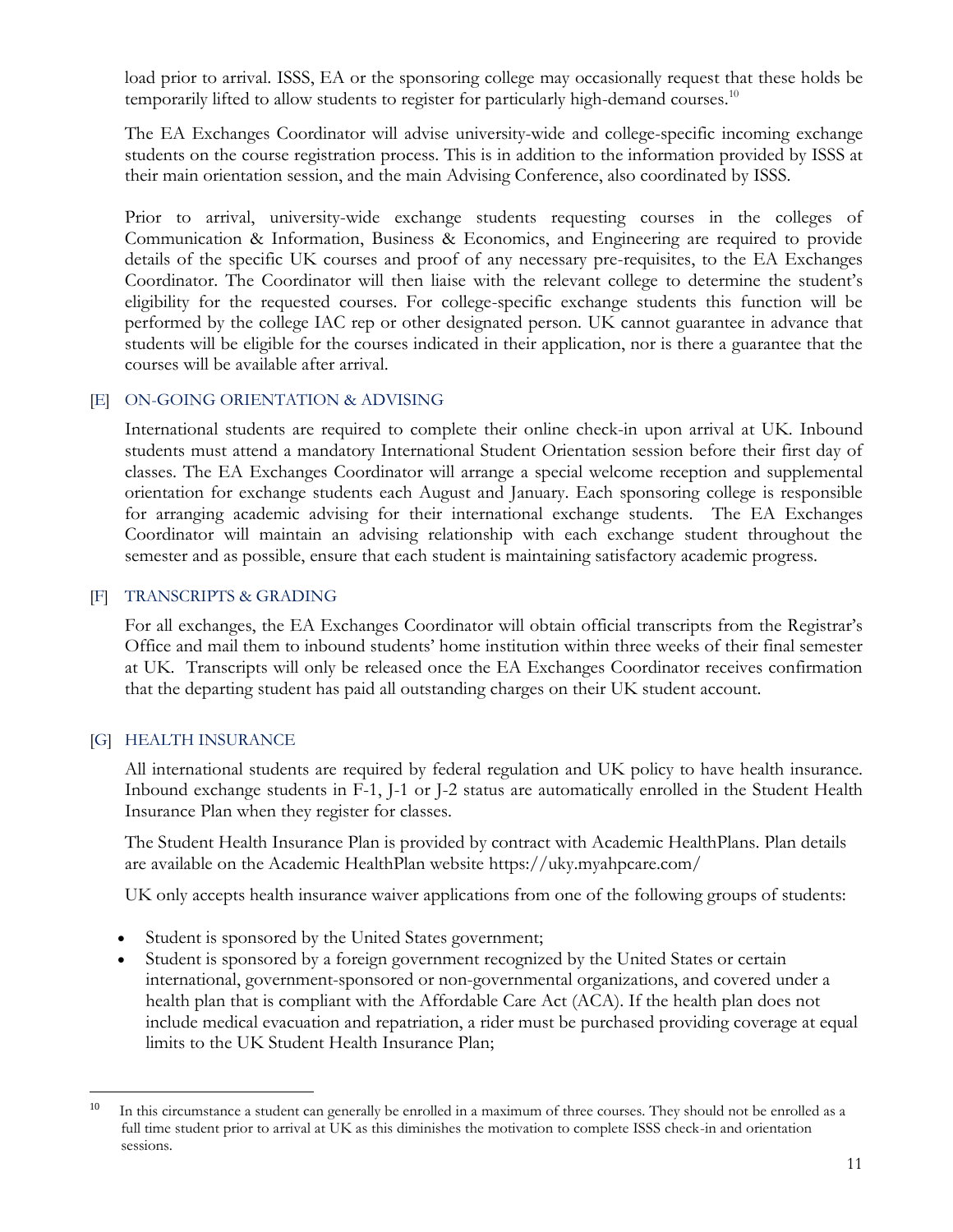load prior to arrival. ISSS, EA or the sponsoring college may occasionally request that these holds be temporarily lifted to allow students to register for particularly high-demand courses.[10]

The EA Exchanges Coordinator will advise university-wide and college-specific incoming exchange students on the course registration process. This is in addition to the information provided by ISSS at their main orientation session, and the main Advising Conference, also coordinated by ISSS.

Prior to arrival, university-wide exchange students requesting courses in the colleges of Communication & Information, Business & Economics, and Engineering are required to provide details of the specific UK courses and proof of any necessary pre-requisites, to the EA Exchanges Coordinator. The Coordinator will then liaise with the relevant college to determine the student's eligibility for the requested courses. For college-specific exchange students this function will be performed by the college IAC rep or other designated person. UK cannot guarantee in advance that students will be eligible for the courses indicated in their application, nor is there a guarantee that the courses will be available after arrival.

### [E] ON-GOING ORIENTATION & ADVISING

International students are required to complete their online check-in upon arrival at UK. Inbound students must attend a mandatory International Student Orientation session before their first day of classes. The EA Exchanges Coordinator will arrange a special welcome reception and supplemental orientation for exchange students each August and January. Each sponsoring college is responsible for arranging academic advising for their international exchange students. The EA Exchanges Coordinator will maintain an advising relationship with each exchange student throughout the semester and as possible, ensure that each student is maintaining satisfactory academic progress.

### [F] TRANSCRIPTS & GRADING

For all exchanges, the EA Exchanges Coordinator will obtain official transcripts from the Registrar's Office and mail them to inbound students' home institution within three weeks of their final semester at UK. Transcripts will only be released once the EA Exchanges Coordinator receives confirmation that the departing student has paid all outstanding charges on their UK student account.

### [G] HEALTH INSURANCE

All international students are required by federal regulation and UK policy to have health insurance. Inbound exchange students in F-1, J-1 or J-2 status are automatically enrolled in the Student Health Insurance Plan when they register for classes.

The Student Health Insurance Plan is provided by contract with Academic HealthPlans. Plan details are available on the Academic HealthPlan website https://uky.myahpcare.com/

UK only accepts health insurance waiver applications from one of the following groups of students:

- Student is sponsored by the United States government;
- Student is sponsored by a foreign government recognized by the United States or certain international, government-sponsored or non-governmental organizations, and covered under a health plan that is compliant with the Affordable Care Act (ACA). If the health plan does not include medical evacuation and repatriation, a rider must be purchased providing coverage at equal limits to the UK Student Health Insurance Plan;

---

[10] In this circumstance a student can generally be enrolled in a maximum of three courses. They should not be enrolled as a full time student prior to arrival at UK as this diminishes the motivation to complete ISSS check-in and orientation sessions.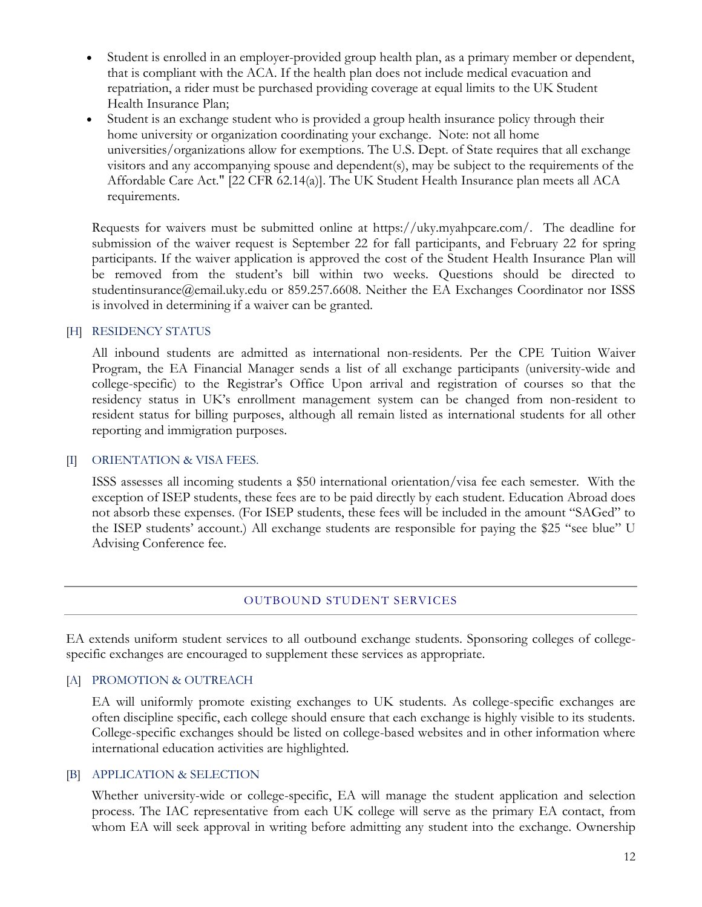- Student is enrolled in an employer-provided group health plan, as a primary member or dependent, that is compliant with the ACA. If the health plan does not include medical evacuation and repatriation, a rider must be purchased providing coverage at equal limits to the UK Student Health Insurance Plan;
- Student is an exchange student who is provided a group health insurance policy through their home university or organization coordinating your exchange. Note: not all home universities/organizations allow for exemptions. The U.S. Dept. of State requires that all exchange visitors and any accompanying spouse and dependent(s), may be subject to the requirements of the Affordable Care Act." [22 CFR 62.14(a)]. The UK Student Health Insurance plan meets all ACA requirements.

Requests for waivers must be submitted online at https://uky.myahpcare.com/. The deadline for submission of the waiver request is September 22 for fall participants, and February 22 for spring participants. If the waiver application is approved the cost of the Student Health Insurance Plan will be removed from the student's bill within two weeks. Questions should be directed to studentinsurance@email.uky.edu or 859.257.6608. Neither the EA Exchanges Coordinator nor ISSS is involved in determining if a waiver can be granted.

### [H] RESIDENCY STATUS

All inbound students are admitted as international non-residents. Per the CPE Tuition Waiver Program, the EA Financial Manager sends a list of all exchange participants (university-wide and college-specific) to the Registrar's Office Upon arrival and registration of courses so that the residency status in UK's enrollment management system can be changed from non-resident to resident status for billing purposes, although all remain listed as international students for all other reporting and immigration purposes.

### [I] ORIENTATION & VISA FEES.

ISSS assesses all incoming students a $50 international orientation/visa fee each semester. With the exception of ISEP students, these fees are to be paid directly by each student. Education Abroad does not absorb these expenses. (For ISEP students, these fees will be included in the amount "SAGed" to the ISEP students' account.) All exchange students are responsible for paying the $25 "see blue" U Advising Conference fee.

## OUTBOUND STUDENT SERVICES

EA extends uniform student services to all outbound exchange students. Sponsoring colleges of college-specific exchanges are encouraged to supplement these services as appropriate.

### [A] PROMOTION & OUTREACH

EA will uniformly promote existing exchanges to UK students. As college-specific exchanges are often discipline specific, each college should ensure that each exchange is highly visible to its students. College-specific exchanges should be listed on college-based websites and in other information where international education activities are highlighted.

### [B] APPLICATION & SELECTION

Whether university-wide or college-specific, EA will manage the student application and selection process. The IAC representative from each UK college will serve as the primary EA contact, from whom EA will seek approval in writing before admitting any student into the exchange. Ownership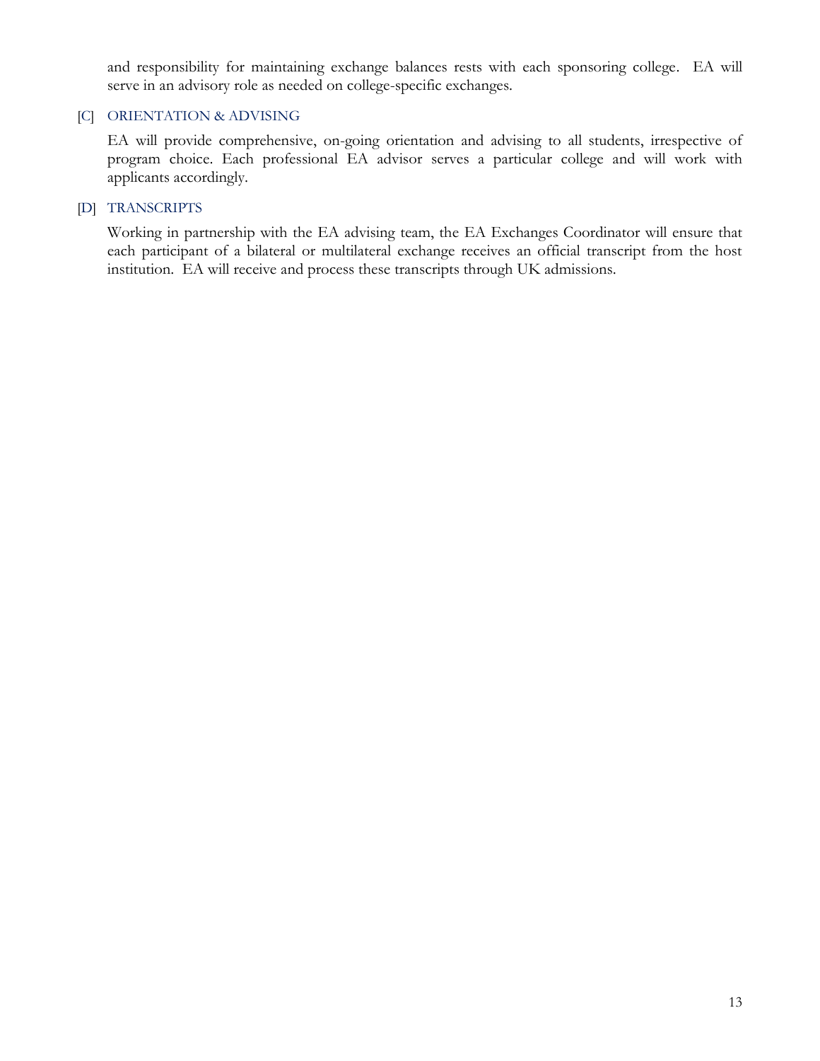and responsibility for maintaining exchange balances rests with each sponsoring college. EA will serve in an advisory role as needed on college-specific exchanges.

### [C] ORIENTATION & ADVISING

EA will provide comprehensive, on-going orientation and advising to all students, irrespective of program choice. Each professional EA advisor serves a particular college and will work with applicants accordingly.

### [D] TRANSCRIPTS

Working in partnership with the EA advising team, the EA Exchanges Coordinator will ensure that each participant of a bilateral or multilateral exchange receives an official transcript from the host institution. EA will receive and process these transcripts through UK admissions.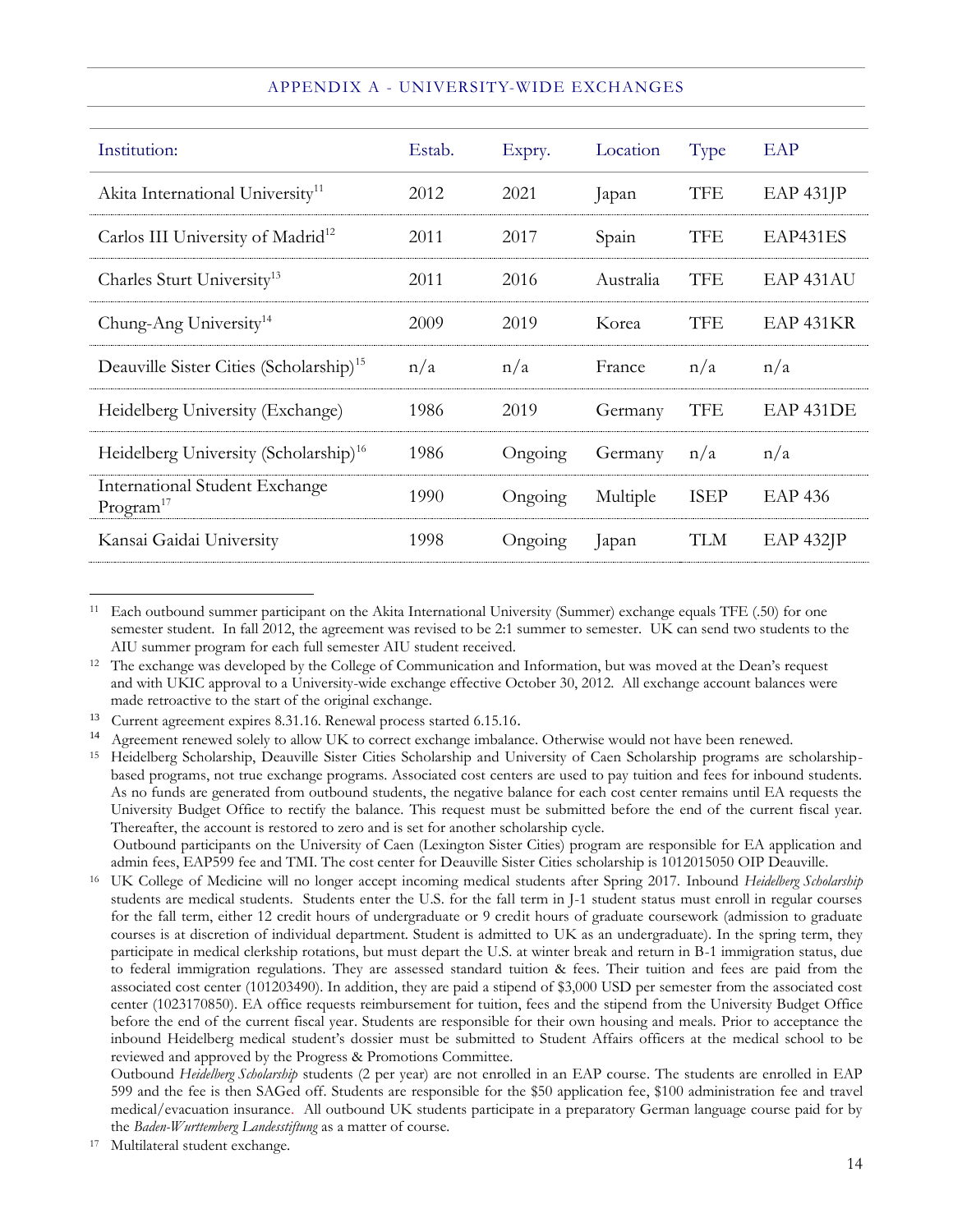## APPENDIX A - UNIVERSITY-WIDE EXCHANGES

| Institution: | Estab. | Expry. | Location | Type | EAP |
|---|---|---|---|---|---|
| Akita International University[11] | 2012 | 2021 | Japan | TFE | EAP 431JP |
| Carlos III University of Madrid[12] | 2011 | 2017 | Spain | TFE | EAP431ES |
| Charles Sturt University[13] | 2011 | 2016 | Australia | TFE | EAP 431AU |
| Chung-Ang University[14] | 2009 | 2019 | Korea | TFE | EAP 431KR |
| Deauville Sister Cities (Scholarship)[15] | n/a | n/a | France | n/a | n/a |
| Heidelberg University (Exchange) | 1986 | 2019 | Germany | TFE | EAP 431DE |
| Heidelberg University (Scholarship)[16] | 1986 | Ongoing | Germany | n/a | n/a |
| International Student Exchange Program[17] | 1990 | Ongoing | Multiple | ISEP | EAP 436 |
| Kansai Gaidai University | 1998 | Ongoing | Japan | TLM | EAP 432JP |

[11] Each outbound summer participant on the Akita International University (Summer) exchange equals TFE (.50) for one semester student. In fall 2012, the agreement was revised to be 2:1 summer to semester. UK can send two students to the AIU summer program for each full semester AIU student received.

[12] The exchange was developed by the College of Communication and Information, but was moved at the Dean's request and with UKIC approval to a University-wide exchange effective October 30, 2012. All exchange account balances were made retroactive to the start of the original exchange.

[13] Current agreement expires 8.31.16. Renewal process started 6.15.16.

[14] Agreement renewed solely to allow UK to correct exchange imbalance. Otherwise would not have been renewed.

[15] Heidelberg Scholarship, Deauville Sister Cities Scholarship and University of Caen Scholarship programs are scholarship-based programs, not true exchange programs. Associated cost centers are used to pay tuition and fees for inbound students. As no funds are generated from outbound students, the negative balance for each cost center remains until EA requests the University Budget Office to rectify the balance. This request must be submitted before the end of the current fiscal year. Thereafter, the account is restored to zero and is set for another scholarship cycle.
Outbound participants on the University of Caen (Lexington Sister Cities) program are responsible for EA application and admin fees, EAP599 fee and TMI. The cost center for Deauville Sister Cities scholarship is 1012015050 OIP Deauville.

[16] UK College of Medicine will no longer accept incoming medical students after Spring 2017. Inbound *Heidelberg Scholarship* students are medical students. Students enter the U.S. for the fall term in J-1 student status must enroll in regular courses for the fall term, either 12 credit hours of undergraduate or 9 credit hours of graduate coursework (admission to graduate courses is at discretion of individual department. Student is admitted to UK as an undergraduate). In the spring term, they participate in medical clerkship rotations, but must depart the U.S. at winter break and return in B-1 immigration status, due to federal immigration regulations. They are assessed standard tuition & fees. Their tuition and fees are paid from the associated cost center (101203490). In addition, they are paid a stipend of $3,000 USD per semester from the associated cost center (1023170850). EA office requests reimbursement for tuition, fees and the stipend from the University Budget Office before the end of the current fiscal year. Students are responsible for their own housing and meals. Prior to acceptance the inbound Heidelberg medical student's dossier must be submitted to Student Affairs officers at the medical school to be reviewed and approved by the Progress & Promotions Committee.
Outbound *Heidelberg Scholarship* students (2 per year) are not enrolled in an EAP course. The students are enrolled in EAP 599 and the fee is then SAGed off. Students are responsible for the $50 application fee, $100 administration fee and travel medical/evacuation insurance. All outbound UK students participate in a preparatory German language course paid for by the *Baden-Wurttemberg Landesstiftung* as a matter of course.

[17] Multilateral student exchange.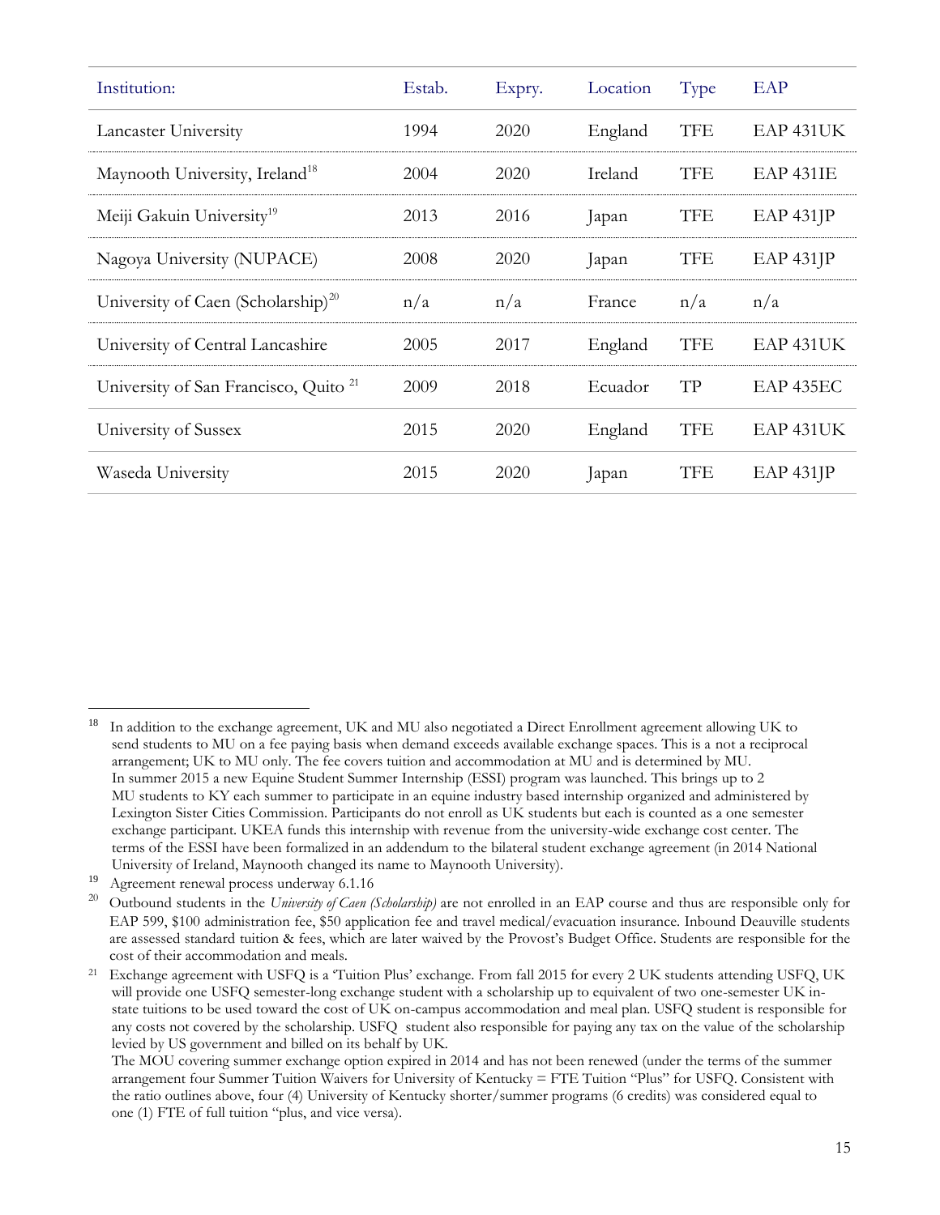| Institution: | Estab. | Expry. | Location | Type | EAP |
|---|---|---|---|---|---|
| Lancaster University | 1994 | 2020 | England | TFE | EAP 431UK |
| Maynooth University, Ireland[18] | 2004 | 2020 | Ireland | TFE | EAP 431IE |
| Meiji Gakuin University[19] | 2013 | 2016 | Japan | TFE | EAP 431JP |
| Nagoya University (NUPACE) | 2008 | 2020 | Japan | TFE | EAP 431JP |
| University of Caen (Scholarship)[20] | n/a | n/a | France | n/a | n/a |
| University of Central Lancashire | 2005 | 2017 | England | TFE | EAP 431UK |
| University of San Francisco, Quito [21] | 2009 | 2018 | Ecuador | TP | EAP 435EC |
| University of Sussex | 2015 | 2020 | England | TFE | EAP 431UK |
| Waseda University | 2015 | 2020 | Japan | TFE | EAP 431JP |

[18] In addition to the exchange agreement, UK and MU also negotiated a Direct Enrollment agreement allowing UK to send students to MU on a fee paying basis when demand exceeds available exchange spaces. This is a not a reciprocal arrangement; UK to MU only. The fee covers tuition and accommodation at MU and is determined by MU.
In summer 2015 a new Equine Student Summer Internship (ESSI) program was launched. This brings up to 2 MU students to KY each summer to participate in an equine industry based internship organized and administered by Lexington Sister Cities Commission. Participants do not enroll as UK students but each is counted as a one semester exchange participant. UKEA funds this internship with revenue from the university-wide exchange cost center. The terms of the ESSI have been formalized in an addendum to the bilateral student exchange agreement (in 2014 National University of Ireland, Maynooth changed its name to Maynooth University).

[19] Agreement renewal process underway 6.1.16

[20] Outbound students in the *University of Caen (Scholarship)* are not enrolled in an EAP course and thus are responsible only for EAP 599, $100 administration fee, $50 application fee and travel medical/evacuation insurance. Inbound Deauville students are assessed standard tuition & fees, which are later waived by the Provost's Budget Office. Students are responsible for the cost of their accommodation and meals.

[21] Exchange agreement with USFQ is a 'Tuition Plus' exchange. From fall 2015 for every 2 UK students attending USFQ, UK will provide one USFQ semester-long exchange student with a scholarship up to equivalent of two one-semester UK in-state tuitions to be used toward the cost of UK on-campus accommodation and meal plan. USFQ student is responsible for any costs not covered by the scholarship. USFQ student also responsible for paying any tax on the value of the scholarship levied by US government and billed on its behalf by UK.
The MOU covering summer exchange option expired in 2014 and has not been renewed (under the terms of the summer arrangement four Summer Tuition Waivers for University of Kentucky = FTE Tuition "Plus" for USFQ. Consistent with the ratio outlines above, four (4) University of Kentucky shorter/summer programs (6 credits) was considered equal to one (1) FTE of full tuition "plus, and vice versa).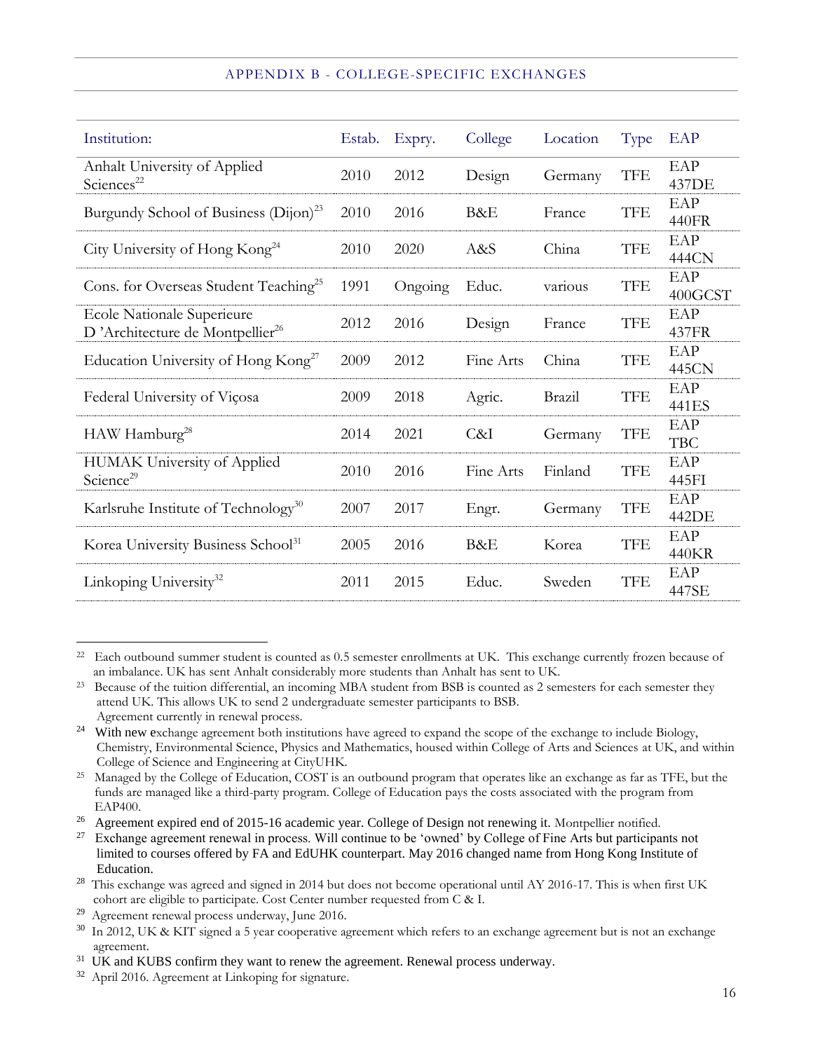## APPENDIX B - COLLEGE-SPECIFIC EXCHANGES

| Institution: | Estab. | Expry. | College | Location | Type | EAP |
|---|---|---|---|---|---|---|
| Anhalt University of Applied Sciences[22] | 2010 | 2012 | Design | Germany | TFE | EAP 437DE |
| Burgundy School of Business (Dijon)[23] | 2010 | 2016 | B&E | France | TFE | EAP 440FR |
| City University of Hong Kong[24] | 2010 | 2020 | A&S | China | TFE | EAP 444CN |
| Cons. for Overseas Student Teaching[25] | 1991 | Ongoing | Educ. | various | TFE | EAP 400GCST |
| Ecole Nationale Superieure D 'Architecture de Montpellier[26] | 2012 | 2016 | Design | France | TFE | EAP 437FR |
| Education University of Hong Kong[27] | 2009 | 2012 | Fine Arts | China | TFE | EAP 445CN |
| Federal University of Viçosa | 2009 | 2018 | Agric. | Brazil | TFE | EAP 441ES |
| HAW Hamburg[28] | 2014 | 2021 | C&I | Germany | TFE | EAP TBC |
| HUMAK University of Applied Science[29] | 2010 | 2016 | Fine Arts | Finland | TFE | EAP 445FI |
| Karlsruhe Institute of Technology[30] | 2007 | 2017 | Engr. | Germany | TFE | EAP 442DE |
| Korea University Business School[31] | 2005 | 2016 | B&E | Korea | TFE | EAP 440KR |
| Linkoping University[32] | 2011 | 2015 | Educ. | Sweden | TFE | EAP 447SE |

[22] Each outbound summer student is counted as 0.5 semester enrollments at UK. This exchange currently frozen because of an imbalance. UK has sent Anhalt considerably more students than Anhalt has sent to UK.

[23] Because of the tuition differential, an incoming MBA student from BSB is counted as 2 semesters for each semester they attend UK. This allows UK to send 2 undergraduate semester participants to BSB. Agreement currently in renewal process.

[24] With new exchange agreement both institutions have agreed to expand the scope of the exchange to include Biology, Chemistry, Environmental Science, Physics and Mathematics, housed within College of Arts and Sciences at UK, and within College of Science and Engineering at CityUHK.

[25] Managed by the College of Education, COST is an outbound program that operates like an exchange as far as TFE, but the funds are managed like a third-party program. College of Education pays the costs associated with the program from EAP400.

[26] Agreement expired end of 2015-16 academic year. College of Design not renewing it. Montpellier notified.

[27] Exchange agreement renewal in process. Will continue to be 'owned' by College of Fine Arts but participants not limited to courses offered by FA and EdUHK counterpart. May 2016 changed name from Hong Kong Institute of Education.

[28] This exchange was agreed and signed in 2014 but does not become operational until AY 2016-17. This is when first UK cohort are eligible to participate. Cost Center number requested from C & I.

[29] Agreement renewal process underway, June 2016.

[30] In 2012, UK & KIT signed a 5 year cooperative agreement which refers to an exchange agreement but is not an exchange agreement.

[31] UK and KUBS confirm they want to renew the agreement. Renewal process underway.

[32] April 2016. Agreement at Linkoping for signature.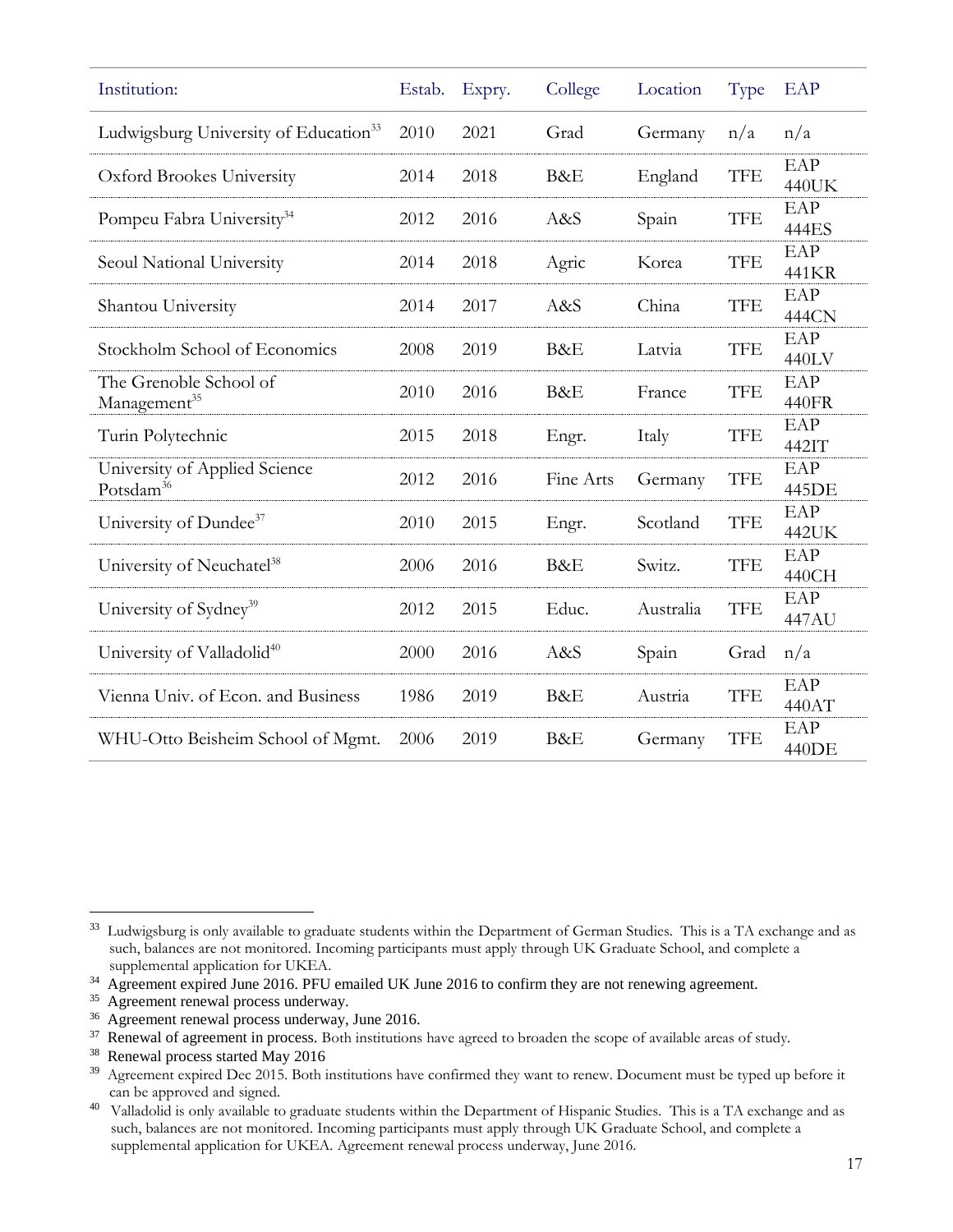| Institution: | Estab. | Expry. | College | Location | Type | EAP |
|---|---|---|---|---|---|---|
| Ludwigsburg University of Education[33] | 2010 | 2021 | Grad | Germany | n/a | n/a |
| Oxford Brookes University | 2014 | 2018 | B&E | England | TFE | EAP 440UK |
| Pompeu Fabra University[34] | 2012 | 2016 | A&S | Spain | TFE | EAP 444ES |
| Seoul National University | 2014 | 2018 | Agric | Korea | TFE | EAP 441KR |
| Shantou University | 2014 | 2017 | A&S | China | TFE | EAP 444CN |
| Stockholm School of Economics | 2008 | 2019 | B&E | Latvia | TFE | EAP 440LV |
| The Grenoble School of Management[35] | 2010 | 2016 | B&E | France | TFE | EAP 440FR |
| Turin Polytechnic | 2015 | 2018 | Engr. | Italy | TFE | EAP 442IT |
| University of Applied Science Potsdam[36] | 2012 | 2016 | Fine Arts | Germany | TFE | EAP 445DE |
| University of Dundee[37] | 2010 | 2015 | Engr. | Scotland | TFE | EAP 442UK |
| University of Neuchatel[38] | 2006 | 2016 | B&E | Switz. | TFE | EAP 440CH |
| University of Sydney[39] | 2012 | 2015 | Educ. | Australia | TFE | EAP 447AU |
| University of Valladolid[40] | 2000 | 2016 | A&S | Spain | Grad | n/a |
| Vienna Univ. of Econ. and Business | 1986 | 2019 | B&E | Austria | TFE | EAP 440AT |
| WHU-Otto Beisheim School of Mgmt. | 2006 | 2019 | B&E | Germany | TFE | EAP 440DE |

---

[33] Ludwigsburg is only available to graduate students within the Department of German Studies. This is a TA exchange and as such, balances are not monitored. Incoming participants must apply through UK Graduate School, and complete a supplemental application for UKEA.

[34] Agreement expired June 2016. PFU emailed UK June 2016 to confirm they are not renewing agreement.

[35] Agreement renewal process underway.

[36] Agreement renewal process underway, June 2016.

[37] Renewal of agreement in process. Both institutions have agreed to broaden the scope of available areas of study.

[38] Renewal process started May 2016

[39] Agreement expired Dec 2015. Both institutions have confirmed they want to renew. Document must be typed up before it can be approved and signed.

[40] Valladolid is only available to graduate students within the Department of Hispanic Studies. This is a TA exchange and as such, balances are not monitored. Incoming participants must apply through UK Graduate School, and complete a supplemental application for UKEA. Agreement renewal process underway, June 2016.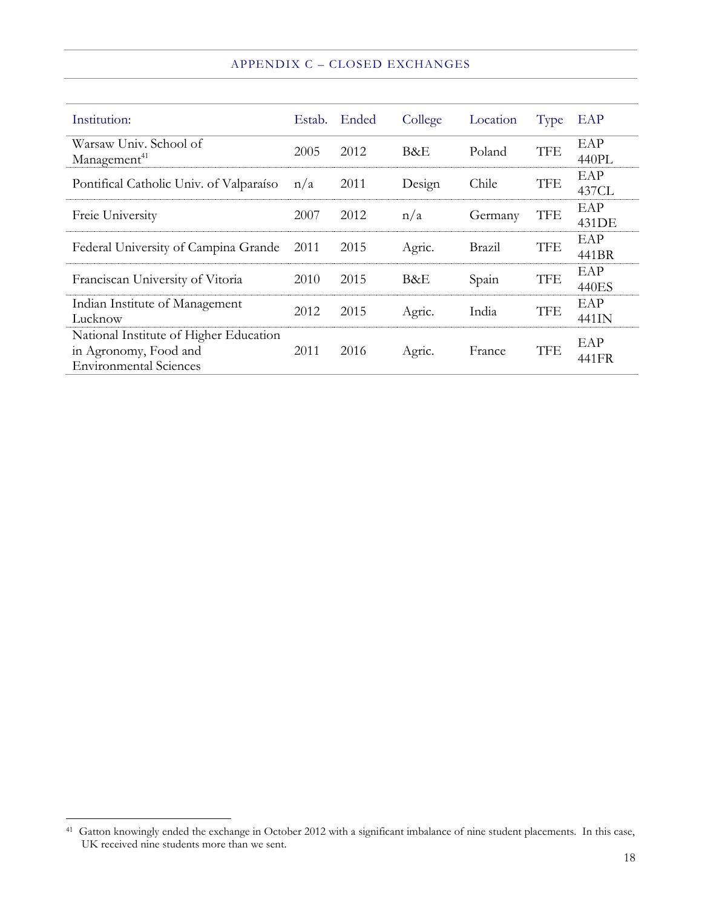## APPENDIX C – CLOSED EXCHANGES

| Institution: | Estab. | Ended | College | Location | Type | EAP |
|---|---|---|---|---|---|---|
| Warsaw Univ. School of Management[41] | 2005 | 2012 | B&E | Poland | TFE | EAP 440PL |
| Pontifical Catholic Univ. of Valparaíso | n/a | 2011 | Design | Chile | TFE | EAP 437CL |
| Freie University | 2007 | 2012 | n/a | Germany | TFE | EAP 431DE |
| Federal University of Campina Grande | 2011 | 2015 | Agric. | Brazil | TFE | EAP 441BR |
| Franciscan University of Vitoria | 2010 | 2015 | B&E | Spain | TFE | EAP 440ES |
| Indian Institute of Management Lucknow | 2012 | 2015 | Agric. | India | TFE | EAP 441IN |
| National Institute of Higher Education in Agronomy, Food and Environmental Sciences | 2011 | 2016 | Agric. | France | TFE | EAP 441FR |

[41] Gatton knowingly ended the exchange in October 2012 with a significant imbalance of nine student placements. In this case, UK received nine students more than we sent.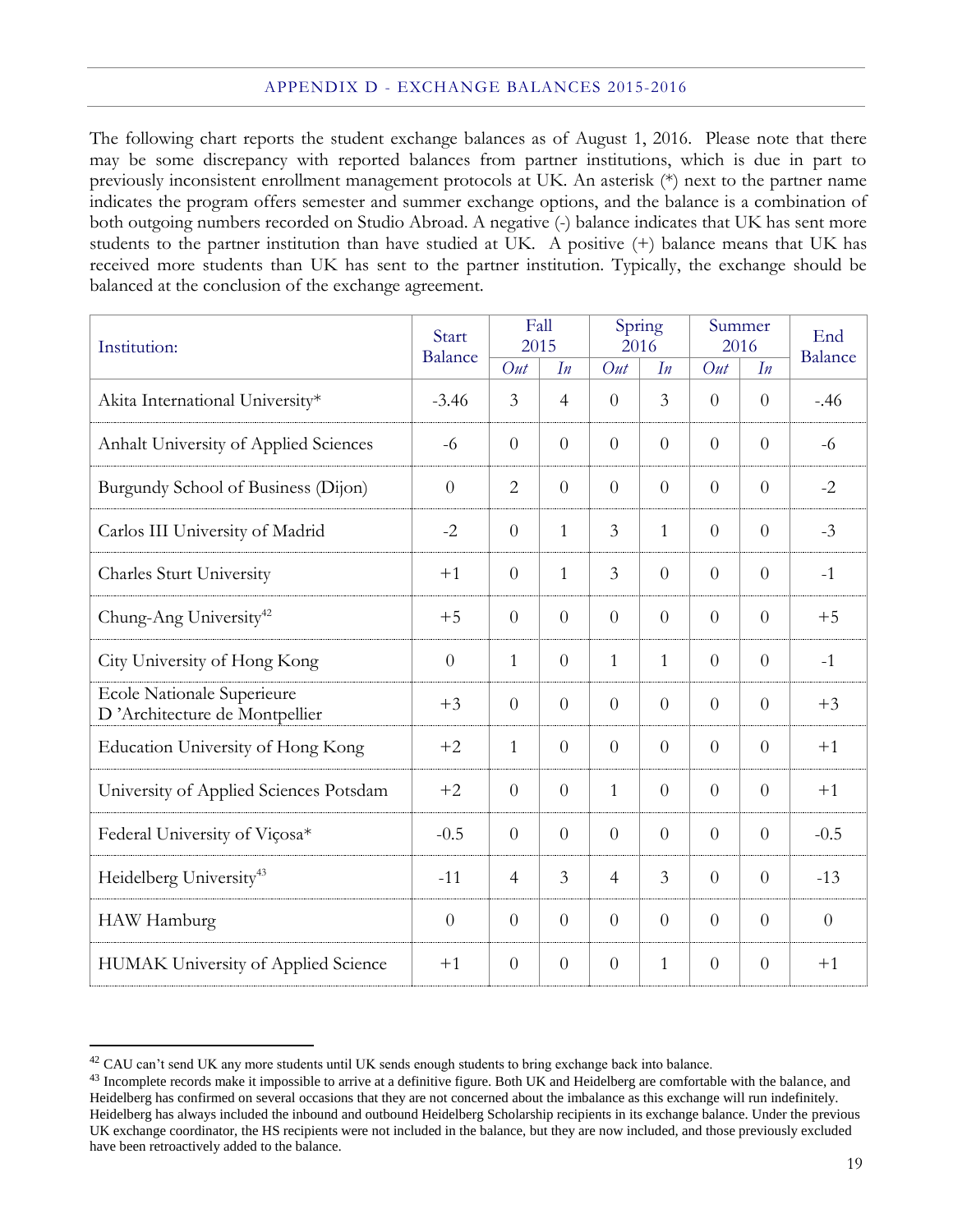## APPENDIX D - EXCHANGE BALANCES 2015-2016

The following chart reports the student exchange balances as of August 1, 2016. Please note that there may be some discrepancy with reported balances from partner institutions, which is due in part to previously inconsistent enrollment management protocols at UK. An asterisk (*) next to the partner name indicates the program offers semester and summer exchange options, and the balance is a combination of both outgoing numbers recorded on Studio Abroad. A negative (-) balance indicates that UK has sent more students to the partner institution than have studied at UK. A positive (+) balance means that UK has received more students than UK has sent to the partner institution. Typically, the exchange should be balanced at the conclusion of the exchange agreement.

| Institution: | Start Balance | Fall 2015 | | Spring 2016 | | Summer 2016 | | End Balance |
|---|---|---|---|---|---|---|---|---|
| | | *Out* | *In* | *Out* | *In* | *Out* | *In* | |
| Akita International University* | -3.46 | 3 | 4 | 0 | 3 | 0 | 0 | -.46 |
| Anhalt University of Applied Sciences | -6 | 0 | 0 | 0 | 0 | 0 | 0 | -6 |
| Burgundy School of Business (Dijon) | 0 | 2 | 0 | 0 | 0 | 0 | 0 | -2 |
| Carlos III University of Madrid | -2 | 0 | 1 | 3 | 1 | 0 | 0 | -3 |
| Charles Sturt University | +1 | 0 | 1 | 3 | 0 | 0 | 0 | -1 |
| Chung-Ang University[42] | +5 | 0 | 0 | 0 | 0 | 0 | 0 | +5 |
| City University of Hong Kong | 0 | 1 | 0 | 1 | 1 | 0 | 0 | -1 |
| Ecole Nationale Superieure D 'Architecture de Montpellier | +3 | 0 | 0 | 0 | 0 | 0 | 0 | +3 |
| Education University of Hong Kong | +2 | 1 | 0 | 0 | 0 | 0 | 0 | +1 |
| University of Applied Sciences Potsdam | +2 | 0 | 0 | 1 | 0 | 0 | 0 | +1 |
| Federal University of Viçosa* | -0.5 | 0 | 0 | 0 | 0 | 0 | 0 | -0.5 |
| Heidelberg University[43] | -11 | 4 | 3 | 4 | 3 | 0 | 0 | -13 |
| HAW Hamburg | 0 | 0 | 0 | 0 | 0 | 0 | 0 | 0 |
| HUMAK University of Applied Science | +1 | 0 | 0 | 0 | 1 | 0 | 0 | +1 |

[42] CAU can't send UK any more students until UK sends enough students to bring exchange back into balance.

[43] Incomplete records make it impossible to arrive at a definitive figure. Both UK and Heidelberg are comfortable with the balance, and Heidelberg has confirmed on several occasions that they are not concerned about the imbalance as this exchange will run indefinitely. Heidelberg has always included the inbound and outbound Heidelberg Scholarship recipients in its exchange balance. Under the previous UK exchange coordinator, the HS recipients were not included in the balance, but they are now included, and those previously excluded have been retroactively added to the balance.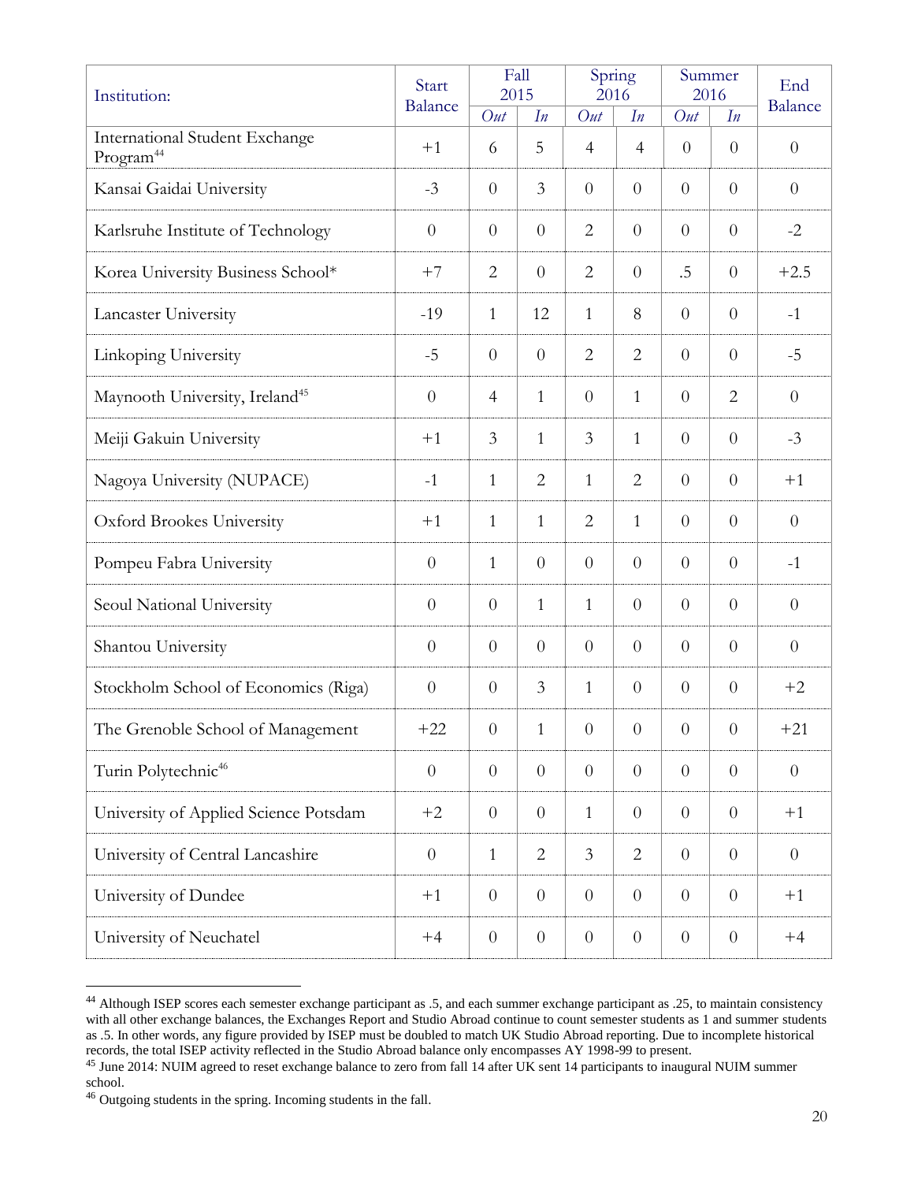| Institution: | Start Balance | Fall 2015 | | Spring 2016 | | Summer 2016 | | End Balance |
|---|---|---|---|---|---|---|---|---|
| | | *Out* | *In* | *Out* | *In* | *Out* | *In* | |
| International Student Exchange Program[44] | +1 | 6 | 5 | 4 | 4 | 0 | 0 | 0 |
| Kansai Gaidai University | -3 | 0 | 3 | 0 | 0 | 0 | 0 | 0 |
| Karlsruhe Institute of Technology | 0 | 0 | 0 | 2 | 0 | 0 | 0 | -2 |
| Korea University Business School* | +7 | 2 | 0 | 2 | 0 | .5 | 0 | +2.5 |
| Lancaster University | -19 | 1 | 12 | 1 | 8 | 0 | 0 | -1 |
| Linkoping University | -5 | 0 | 0 | 2 | 2 | 0 | 0 | -5 |
| Maynooth University, Ireland[45] | 0 | 4 | 1 | 0 | 1 | 0 | 2 | 0 |
| Meiji Gakuin University | +1 | 3 | 1 | 3 | 1 | 0 | 0 | -3 |
| Nagoya University (NUPACE) | -1 | 1 | 2 | 1 | 2 | 0 | 0 | +1 |
| Oxford Brookes University | +1 | 1 | 1 | 2 | 1 | 0 | 0 | 0 |
| Pompeu Fabra University | 0 | 1 | 0 | 0 | 0 | 0 | 0 | -1 |
| Seoul National University | 0 | 0 | 1 | 1 | 0 | 0 | 0 | 0 |
| Shantou University | 0 | 0 | 0 | 0 | 0 | 0 | 0 | 0 |
| Stockholm School of Economics (Riga) | 0 | 0 | 3 | 1 | 0 | 0 | 0 | +2 |
| The Grenoble School of Management | +22 | 0 | 1 | 0 | 0 | 0 | 0 | +21 |
| Turin Polytechnic[46] | 0 | 0 | 0 | 0 | 0 | 0 | 0 | 0 |
| University of Applied Science Potsdam | +2 | 0 | 0 | 1 | 0 | 0 | 0 | +1 |
| University of Central Lancashire | 0 | 1 | 2 | 3 | 2 | 0 | 0 | 0 |
| University of Dundee | +1 | 0 | 0 | 0 | 0 | 0 | 0 | +1 |
| University of Neuchatel | +4 | 0 | 0 | 0 | 0 | 0 | 0 | +4 |

[44] Although ISEP scores each semester exchange participant as .5, and each summer exchange participant as .25, to maintain consistency with all other exchange balances, the Exchanges Report and Studio Abroad continue to count semester students as 1 and summer students as .5. In other words, any figure provided by ISEP must be doubled to match UK Studio Abroad reporting. Due to incomplete historical records, the total ISEP activity reflected in the Studio Abroad balance only encompasses AY 1998-99 to present.

[45] June 2014: NUIM agreed to reset exchange balance to zero from fall 14 after UK sent 14 participants to inaugural NUIM summer school.

[46] Outgoing students in the spring. Incoming students in the fall.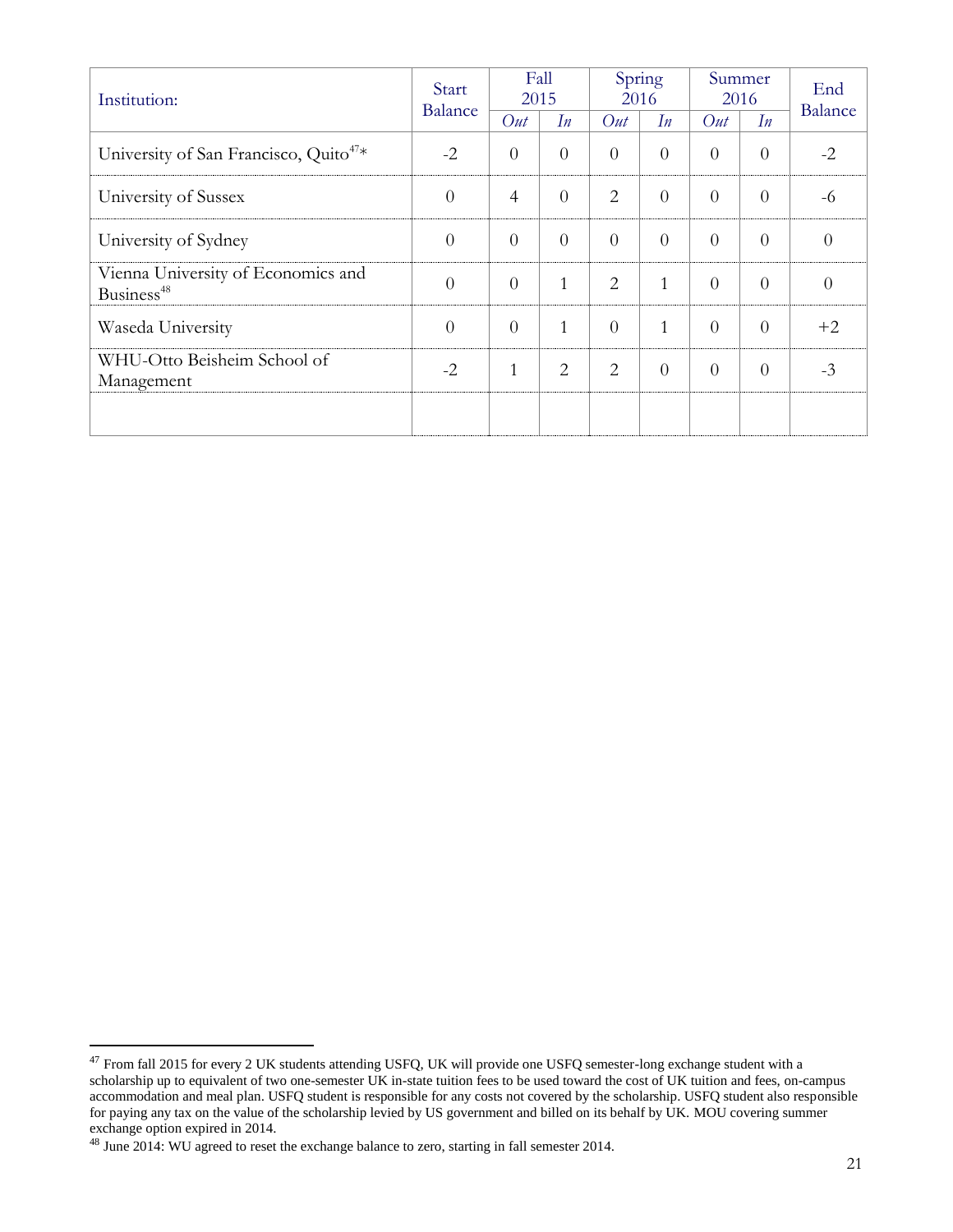| Institution: | Start Balance | Fall 2015 | | Spring 2016 | | Summer 2016 | | End Balance |
|---|---|---|---|---|---|---|---|---|
| | | *Out* | *In* | *Out* | *In* | *Out* | *In* | |
| University of San Francisco, Quito[47]* | -2 | 0 | 0 | 0 | 0 | 0 | 0 | -2 |
| University of Sussex | 0 | 4 | 0 | 2 | 0 | 0 | 0 | -6 |
| University of Sydney | 0 | 0 | 0 | 0 | 0 | 0 | 0 | 0 |
| Vienna University of Economics and Business[48] | 0 | 0 | 1 | 2 | 1 | 0 | 0 | 0 |
| Waseda University | 0 | 0 | 1 | 0 | 1 | 0 | 0 | +2 |
| WHU-Otto Beisheim School of Management | -2 | 1 | 2 | 2 | 0 | 0 | 0 | -3 |
| | | | | | | | | |

[47] From fall 2015 for every 2 UK students attending USFQ, UK will provide one USFQ semester-long exchange student with a scholarship up to equivalent of two one-semester UK in-state tuition fees to be used toward the cost of UK tuition and fees, on-campus accommodation and meal plan. USFQ student is responsible for any costs not covered by the scholarship. USFQ student also responsible for paying any tax on the value of the scholarship levied by US government and billed on its behalf by UK. MOU covering summer exchange option expired in 2014.

[48] June 2014: WU agreed to reset the exchange balance to zero, starting in fall semester 2014.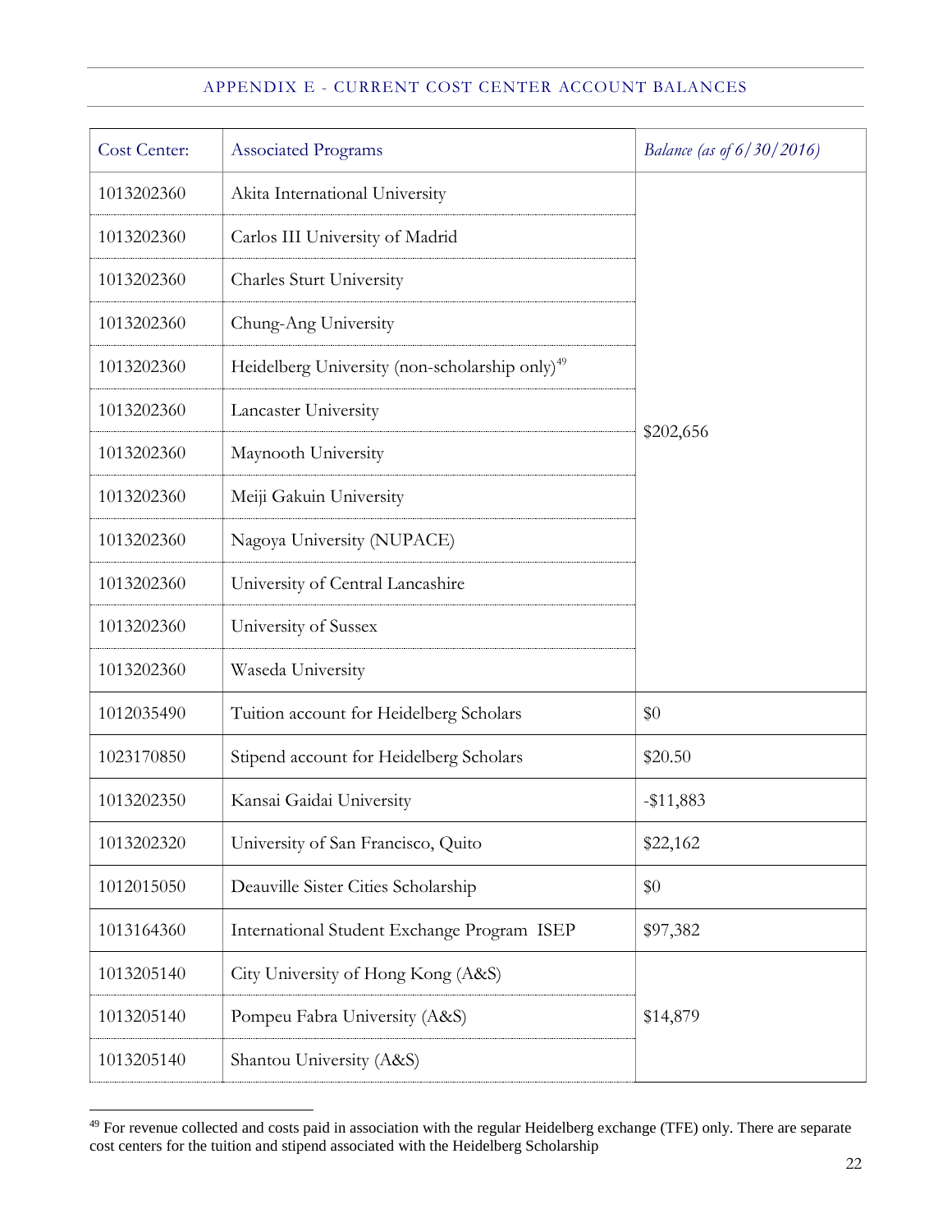## APPENDIX E - CURRENT COST CENTER ACCOUNT BALANCES

| Cost Center: | Associated Programs | *Balance (as of 6/30/2016)* |
|---|---|---|
| 1013202360 | Akita International University | $202,656 |
| 1013202360 | Carlos III University of Madrid | |
| 1013202360 | Charles Sturt University | |
| 1013202360 | Chung-Ang University | |
| 1013202360 | Heidelberg University (non-scholarship only)[49] | |
| 1013202360 | Lancaster University | |
| 1013202360 | Maynooth University | |
| 1013202360 | Meiji Gakuin University | |
| 1013202360 | Nagoya University (NUPACE) | |
| 1013202360 | University of Central Lancashire | |
| 1013202360 | University of Sussex | |
| 1013202360 | Waseda University | |
| 1012035490 | Tuition account for Heidelberg Scholars | $0 |
| 1023170850 | Stipend account for Heidelberg Scholars | $20.50 |
| 1013202350 | Kansai Gaidai University | -$11,883 |
| 1013202320 | University of San Francisco, Quito | $22,162 |
| 1012015050 | Deauville Sister Cities Scholarship | $0 |
| 1013164360 | International Student Exchange Program ISEP | $97,382 |
| 1013205140 | City University of Hong Kong (A&S) | $14,879 |
| 1013205140 | Pompeu Fabra University (A&S) | |
| 1013205140 | Shantou University (A&S) | |

[49] For revenue collected and costs paid in association with the regular Heidelberg exchange (TFE) only. There are separate cost centers for the tuition and stipend associated with the Heidelberg Scholarship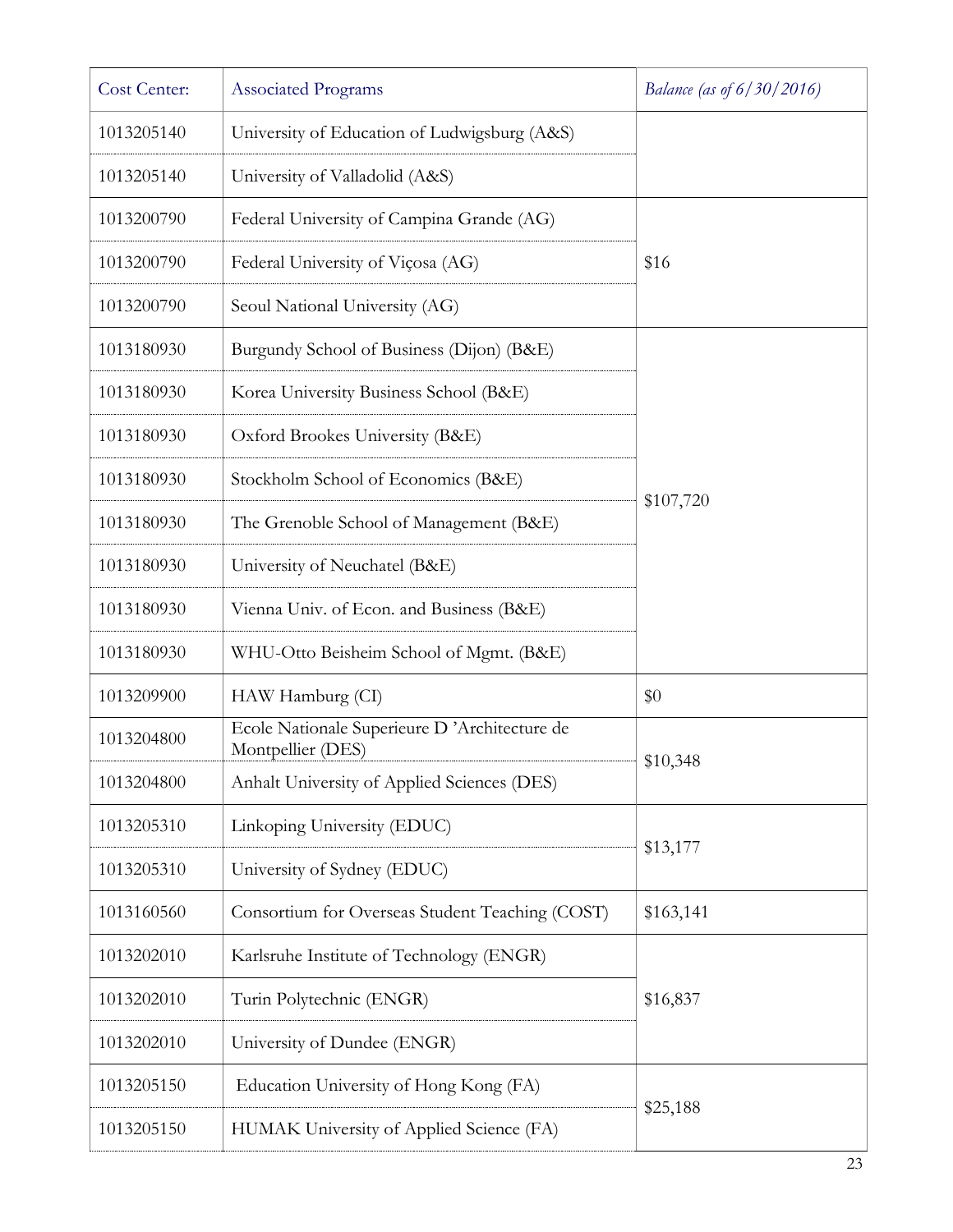| Cost Center: | Associated Programs | *Balance (as of 6/30/2016)* |
|---|---|---|
| 1013205140 | University of Education of Ludwigsburg (A&S) | |
| 1013205140 | University of Valladolid (A&S) | |
| 1013200790 | Federal University of Campina Grande (AG) | $16 |
| 1013200790 | Federal University of Viçosa (AG) | |
| 1013200790 | Seoul National University (AG) | |
| 1013180930 | Burgundy School of Business (Dijon) (B&E) | $107,720 |
| 1013180930 | Korea University Business School (B&E) | |
| 1013180930 | Oxford Brookes University (B&E) | |
| 1013180930 | Stockholm School of Economics (B&E) | |
| 1013180930 | The Grenoble School of Management (B&E) | |
| 1013180930 | University of Neuchatel (B&E) | |
| 1013180930 | Vienna Univ. of Econ. and Business (B&E) | |
| 1013180930 | WHU-Otto Beisheim School of Mgmt. (B&E) | |
| 1013209900 | HAW Hamburg (CI) | $0 |
| 1013204800 | Ecole Nationale Superieure D 'Architecture de Montpellier (DES) | $10,348 |
| 1013204800 | Anhalt University of Applied Sciences (DES) | |
| 1013205310 | Linkoping University (EDUC) | $13,177 |
| 1013205310 | University of Sydney (EDUC) | |
| 1013160560 | Consortium for Overseas Student Teaching (COST) | $163,141 |
| 1013202010 | Karlsruhe Institute of Technology (ENGR) | $16,837 |
| 1013202010 | Turin Polytechnic (ENGR) | |
| 1013202010 | University of Dundee (ENGR) | |
| 1013205150 | Education University of Hong Kong (FA) | $25,188 |
| 1013205150 | HUMAK University of Applied Science (FA) | |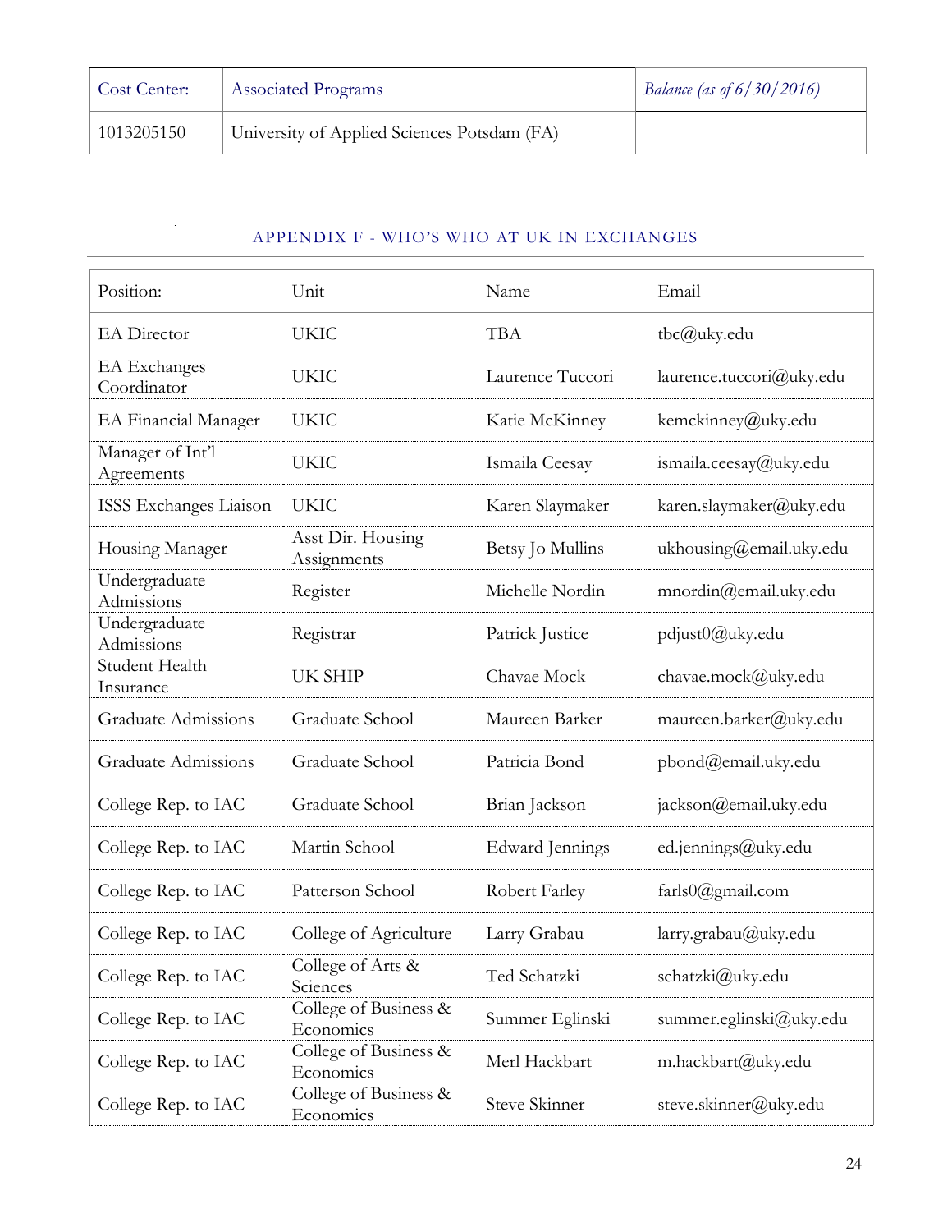| Cost Center: | Associated Programs | *Balance (as of 6/30/2016)* |
|---|---|---|
| 1013205150 | University of Applied Sciences Potsdam (FA) | |

## APPENDIX F - WHO'S WHO AT UK IN EXCHANGES

| Position: | Unit | Name | Email |
|---|---|---|---|
| EA Director | UKIC | TBA | tbc@uky.edu |
| EA Exchanges Coordinator | UKIC | Laurence Tuccori | laurence.tuccori@uky.edu |
| EA Financial Manager | UKIC | Katie McKinney | kemckinney@uky.edu |
| Manager of Int'l Agreements | UKIC | Ismaila Ceesay | ismaila.ceesay@uky.edu |
| ISSS Exchanges Liaison | UKIC | Karen Slaymaker | karen.slaymaker@uky.edu |
| Housing Manager | Asst Dir. Housing Assignments | Betsy Jo Mullins | ukhousing@email.uky.edu |
| Undergraduate Admissions | Register | Michelle Nordin | mnordin@email.uky.edu |
| Undergraduate Admissions | Registrar | Patrick Justice | pdjust0@uky.edu |
| Student Health Insurance | UK SHIP | Chavae Mock | chavae.mock@uky.edu |
| Graduate Admissions | Graduate School | Maureen Barker | maureen.barker@uky.edu |
| Graduate Admissions | Graduate School | Patricia Bond | pbond@email.uky.edu |
| College Rep. to IAC | Graduate School | Brian Jackson | jackson@email.uky.edu |
| College Rep. to IAC | Martin School | Edward Jennings | ed.jennings@uky.edu |
| College Rep. to IAC | Patterson School | Robert Farley | farls0@gmail.com |
| College Rep. to IAC | College of Agriculture | Larry Grabau | larry.grabau@uky.edu |
| College Rep. to IAC | College of Arts & Sciences | Ted Schatzki | schatzki@uky.edu |
| College Rep. to IAC | College of Business & Economics | Summer Eglinski | summer.eglinski@uky.edu |
| College Rep. to IAC | College of Business & Economics | Merl Hackbart | m.hackbart@uky.edu |
| College Rep. to IAC | College of Business & Economics | Steve Skinner | steve.skinner@uky.edu |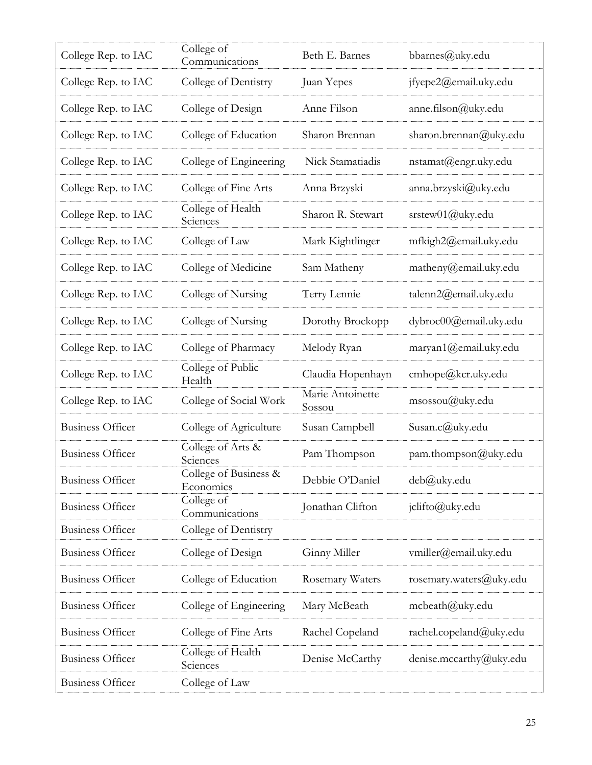| | | | |
|---|---|---|---|
| College Rep. to IAC | College of Communications | Beth E. Barnes | bbarnes@uky.edu |
| College Rep. to IAC | College of Dentistry | Juan Yepes | jfyepe2@email.uky.edu |
| College Rep. to IAC | College of Design | Anne Filson | anne.filson@uky.edu |
| College Rep. to IAC | College of Education | Sharon Brennan | sharon.brennan@uky.edu |
| College Rep. to IAC | College of Engineering | Nick Stamatiadis | nstamat@engr.uky.edu |
| College Rep. to IAC | College of Fine Arts | Anna Brzyski | anna.brzyski@uky.edu |
| College Rep. to IAC | College of Health Sciences | Sharon R. Stewart | srstew01@uky.edu |
| College Rep. to IAC | College of Law | Mark Kightlinger | mfkigh2@email.uky.edu |
| College Rep. to IAC | College of Medicine | Sam Matheny | matheny@email.uky.edu |
| College Rep. to IAC | College of Nursing | Terry Lennie | talenn2@email.uky.edu |
| College Rep. to IAC | College of Nursing | Dorothy Brockopp | dybroc00@email.uky.edu |
| College Rep. to IAC | College of Pharmacy | Melody Ryan | maryan1@email.uky.edu |
| College Rep. to IAC | College of Public Health | Claudia Hopenhayn | cmhope@kcr.uky.edu |
| College Rep. to IAC | College of Social Work | Marie Antoinette Sossou | msossou@uky.edu |
| Business Officer | College of Agriculture | Susan Campbell | Susan.c@uky.edu |
| Business Officer | College of Arts & Sciences | Pam Thompson | pam.thompson@uky.edu |
| Business Officer | College of Business & Economics | Debbie O'Daniel | deb@uky.edu |
| Business Officer | College of Communications | Jonathan Clifton | jclifto@uky.edu |
| Business Officer | College of Dentistry | | |
| Business Officer | College of Design | Ginny Miller | vmiller@email.uky.edu |
| Business Officer | College of Education | Rosemary Waters | rosemary.waters@uky.edu |
| Business Officer | College of Engineering | Mary McBeath | mcbeath@uky.edu |
| Business Officer | College of Fine Arts | Rachel Copeland | rachel.copeland@uky.edu |
| Business Officer | College of Health Sciences | Denise McCarthy | denise.mccarthy@uky.edu |
| Business Officer | College of Law | | |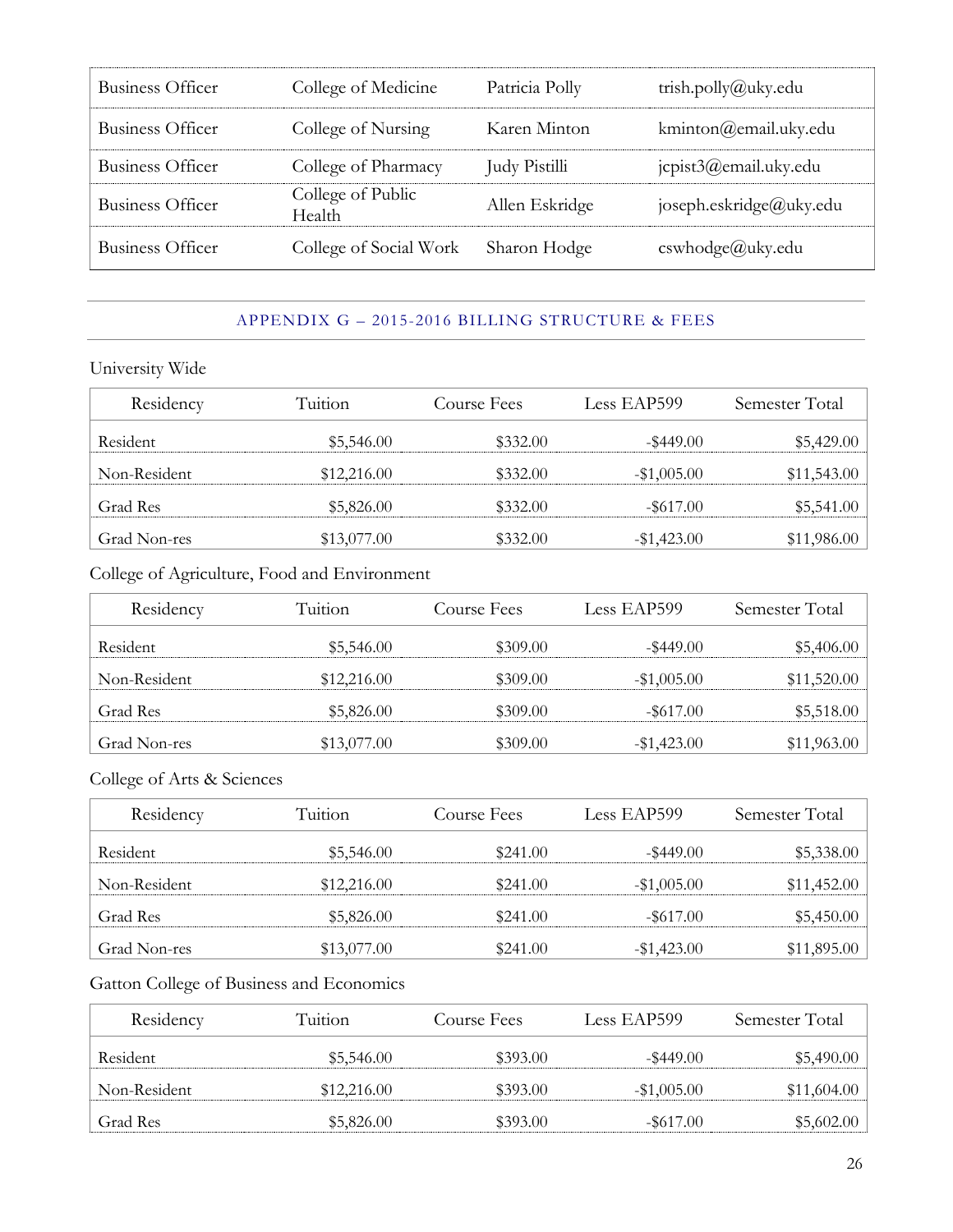| | | | |
|---|---|---|---|
| Business Officer | College of Medicine | Patricia Polly | trish.polly@uky.edu |
| Business Officer | College of Nursing | Karen Minton | kminton@email.uky.edu |
| Business Officer | College of Pharmacy | Judy Pistilli | jcpist3@email.uky.edu |
| Business Officer | College of Public Health | Allen Eskridge | joseph.eskridge@uky.edu |
| Business Officer | College of Social Work | Sharon Hodge | cswhodge@uky.edu |

## APPENDIX G – 2015-2016 BILLING STRUCTURE & FEES

University Wide

| Residency | Tuition | Course Fees | Less EAP599 | Semester Total |
|---|---|---|---|---|
| Resident | $5,546.00 | $332.00 | -$449.00 | $5,429.00 |
| Non-Resident | $12,216.00 | $332.00 | -$1,005.00 | $11,543.00 |
| Grad Res | $5,826.00 | $332.00 | -$617.00 | $5,541.00 |
| Grad Non-res | $13,077.00 | $332.00 | -$1,423.00 | $11,986.00 |

College of Agriculture, Food and Environment

| Residency | Tuition | Course Fees | Less EAP599 | Semester Total |
|---|---|---|---|---|
| Resident | $5,546.00 | $309.00 | -$449.00 | $5,406.00 |
| Non-Resident | $12,216.00 | $309.00 | -$1,005.00 | $11,520.00 |
| Grad Res | $5,826.00 | $309.00 | -$617.00 | $5,518.00 |
| Grad Non-res | $13,077.00 | $309.00 | -$1,423.00 | $11,963.00 |

College of Arts & Sciences

| Residency | Tuition | Course Fees | Less EAP599 | Semester Total |
|---|---|---|---|---|
| Resident | $5,546.00 | $241.00 | -$449.00 | $5,338.00 |
| Non-Resident | $12,216.00 | $241.00 | -$1,005.00 | $11,452.00 |
| Grad Res | $5,826.00 | $241.00 | -$617.00 | $5,450.00 |
| Grad Non-res | $13,077.00 | $241.00 | -$1,423.00 | $11,895.00 |

Gatton College of Business and Economics

| Residency | Tuition | Course Fees | Less EAP599 | Semester Total |
|---|---|---|---|---|
| Resident | $5,546.00 | $393.00 | -$449.00 | $5,490.00 |
| Non-Resident | $12,216.00 | $393.00 | -$1,005.00 | $11,604.00 |
| Grad Res | $5,826.00 | $393.00 | -$617.00 | $5,602.00 |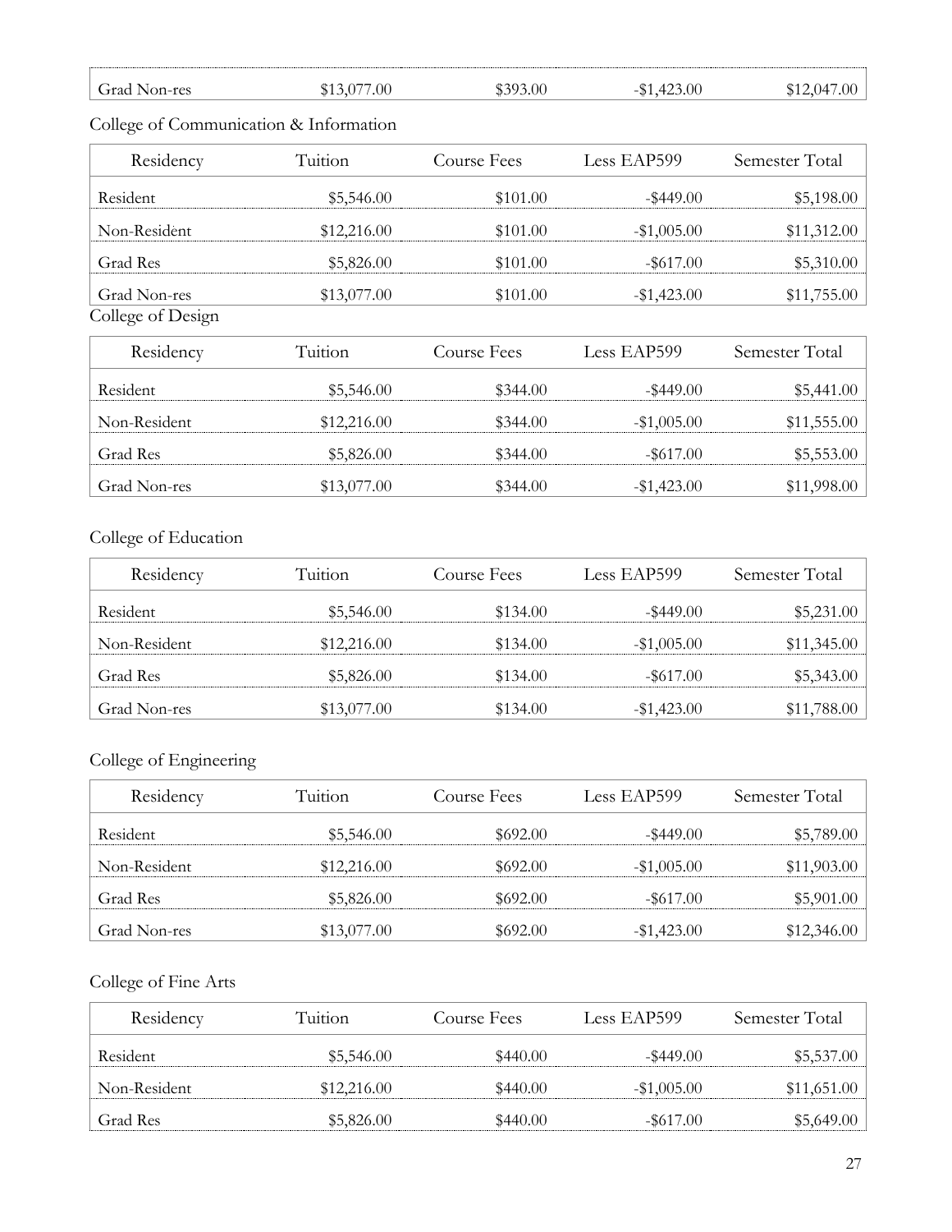| Grad Non-res | $13,077.00 | $393.00 | -$1,423.00 | $12,047.00 |
|---|---|---|---|---|

College of Communication & Information

| Residency | Tuition | Course Fees | Less EAP599 | Semester Total |
|---|---|---|---|---|
| Resident | $5,546.00 | $101.00 | -$449.00 | $5,198.00 |
| Non-Resident | $12,216.00 | $101.00 | -$1,005.00 | $11,312.00 |
| Grad Res | $5,826.00 | $101.00 | -$617.00 | $5,310.00 |
| Grad Non-res | $13,077.00 | $101.00 | -$1,423.00 | $11,755.00 |

College of Design

| Residency | Tuition | Course Fees | Less EAP599 | Semester Total |
|---|---|---|---|---|
| Resident | $5,546.00 | $344.00 | -$449.00 | $5,441.00 |
| Non-Resident | $12,216.00 | $344.00 | -$1,005.00 | $11,555.00 |
| Grad Res | $5,826.00 | $344.00 | -$617.00 | $5,553.00 |
| Grad Non-res | $13,077.00 | $344.00 | -$1,423.00 | $11,998.00 |

College of Education

| Residency | Tuition | Course Fees | Less EAP599 | Semester Total |
|---|---|---|---|---|
| Resident | $5,546.00 | $134.00 | -$449.00 | $5,231.00 |
| Non-Resident | $12,216.00 | $134.00 | -$1,005.00 | $11,345.00 |
| Grad Res | $5,826.00 | $134.00 | -$617.00 | $5,343.00 |
| Grad Non-res | $13,077.00 | $134.00 | -$1,423.00 | $11,788.00 |

College of Engineering

| Residency | Tuition | Course Fees | Less EAP599 | Semester Total |
|---|---|---|---|---|
| Resident | $5,546.00 | $692.00 | -$449.00 | $5,789.00 |
| Non-Resident | $12,216.00 | $692.00 | -$1,005.00 | $11,903.00 |
| Grad Res | $5,826.00 | $692.00 | -$617.00 | $5,901.00 |
| Grad Non-res | $13,077.00 | $692.00 | -$1,423.00 | $12,346.00 |

College of Fine Arts

| Residency | Tuition | Course Fees | Less EAP599 | Semester Total |
|---|---|---|---|---|
| Resident | $5,546.00 | $440.00 | -$449.00 | $5,537.00 |
| Non-Resident | $12,216.00 | $440.00 | -$1,005.00 | $11,651.00 |
| Grad Res | $5,826.00 | $440.00 | -$617.00 | $5,649.00 |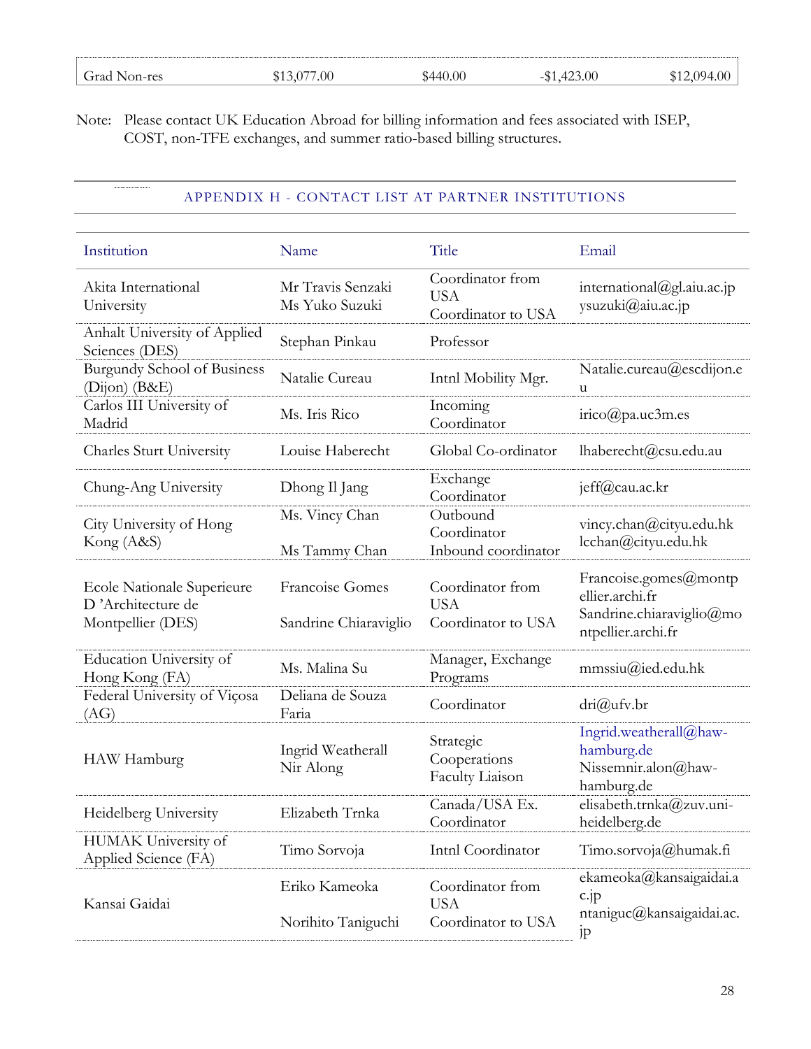| Grad Non-res | $13,077.00 | $440.00 | -$1,423.00 | $12,094.00 |
|---|---|---|---|---|

Note: Please contact UK Education Abroad for billing information and fees associated with ISEP, COST, non-TFE exchanges, and summer ratio-based billing structures.

## APPENDIX H - CONTACT LIST AT PARTNER INSTITUTIONS

| Institution | Name | Title | Email |
|---|---|---|---|
| Akita International University | Mr Travis Senzaki<br>Ms Yuko Suzuki | Coordinator from USA<br>Coordinator to USA | international@gl.aiu.ac.jp<br>ysuzuki@aiu.ac.jp |
| Anhalt University of Applied Sciences (DES) | Stephan Pinkau | Professor | |
| Burgundy School of Business (Dijon) (B&E) | Natalie Cureau | Intnl Mobility Mgr. | Natalie.cureau@escdijon.eu |
| Carlos III University of Madrid | Ms. Iris Rico | Incoming Coordinator | irico@pa.uc3m.es |
| Charles Sturt University | Louise Haberecht | Global Co-ordinator | lhaberecht@csu.edu.au |
| Chung-Ang University | Dhong Il Jang | Exchange Coordinator | jeff@cau.ac.kr |
| City University of Hong Kong (A&S) | Ms. Vincy Chan<br>Ms Tammy Chan | Outbound Coordinator<br>Inbound coordinator | vincy.chan@cityu.edu.hk<br>lcchan@cityu.edu.hk |
| Ecole Nationale Superieure D 'Architecture de Montpellier (DES) | Francoise Gomes<br>Sandrine Chiaraviglio | Coordinator from USA<br>Coordinator to USA | Francoise.gomes@montpellier.archi.fr<br>Sandrine.chiaraviglio@montpellier.archi.fr |
| Education University of Hong Kong (FA) | Ms. Malina Su | Manager, Exchange Programs | mmssiu@ied.edu.hk |
| Federal University of Viçosa (AG) | Deliana de Souza Faria | Coordinator | dri@ufv.br |
| HAW Hamburg | Ingrid Weatherall<br>Nir Along | Strategic Cooperations<br>Faculty Liaison | Ingrid.weatherall@haw-hamburg.de<br>Nissemnir.alon@haw-hamburg.de |
| Heidelberg University | Elizabeth Trnka | Canada/USA Ex. Coordinator | elisabeth.trnka@zuv.uni-heidelberg.de |
| HUMAK University of Applied Science (FA) | Timo Sorvoja | Intnl Coordinator | Timo.sorvoja@humak.fi |
| Kansai Gaidai | Eriko Kameoka<br>Norihito Taniguchi | Coordinator from USA<br>Coordinator to USA | ekameoka@kansaigaidai.ac.jp<br>ntaniguc@kansaigaidai.ac.jp |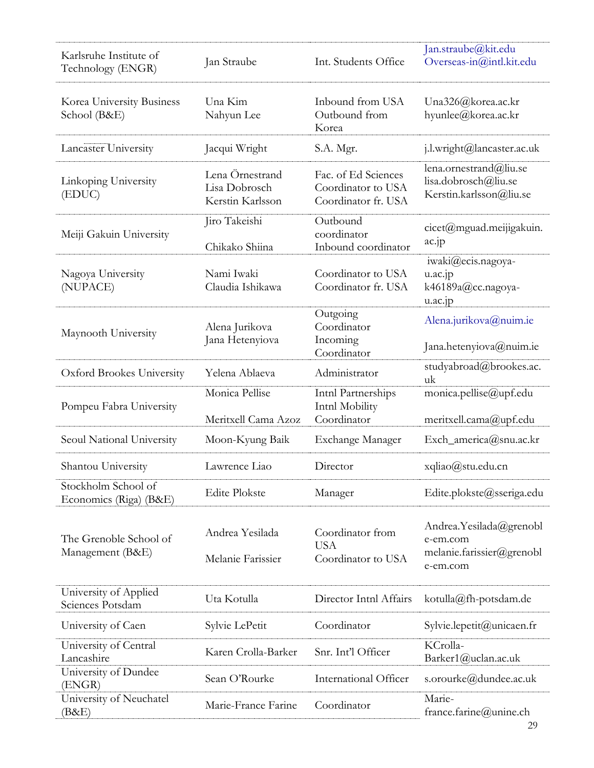| | | | |
|---|---|---|---|
| Karlsruhe Institute of Technology (ENGR) | Jan Straube | Int. Students Office | Jan.straube@kit.edu Overseas-in@intl.kit.edu |
| Korea University Business School (B&E) | Una Kim Nahyun Lee | Inbound from USA Outbound from Korea | Una326@korea.ac.kr hyunlee@korea.ac.kr |
| Lancaster University | Jacqui Wright | S.A. Mgr. | j.l.wright@lancaster.ac.uk |
| Linkoping University (EDUC) | Lena Örnestrand Lisa Dobrosch Kerstin Karlsson | Fac. of Ed Sciences Coordinator to USA Coordinator fr. USA | lena.ornestrand@liu.se lisa.dobrosch@liu.se Kerstin.karlsson@liu.se |
| Meiji Gakuin University | Jiro Takeishi Chikako Shiina | Outbound coordinator Inbound coordinator | cicet@mguad.meijigakuin.ac.jp |
| Nagoya University (NUPACE) | Nami Iwaki Claudia Ishikawa | Coordinator to USA Coordinator fr. USA | iwaki@ecis.nagoya-u.ac.jp k46189a@cc.nagoya-u.ac.jp |
| Maynooth University | Alena Jurikova Jana Hetenyiova | Outgoing Coordinator Incoming Coordinator | Alena.jurikova@nuim.ie Jana.hetenyiova@nuim.ie |
| Oxford Brookes University | Yelena Ablaeva | Administrator | studyabroad@brookes.ac.uk |
| Pompeu Fabra University | Monica Pellise Meritxell Cama Azoz | Intnl Partnerships Intnl Mobility Coordinator | monica.pellise@upf.edu meritxell.cama@upf.edu |
| Seoul National University | Moon-Kyung Baik | Exchange Manager | Exch_america@snu.ac.kr |
| Shantou University | Lawrence Liao | Director | xqliao@stu.edu.cn |
| Stockholm School of Economics (Riga) (B&E) | Edite Plokste | Manager | Edite.plokste@sseriga.edu |
| The Grenoble School of Management (B&E) | Andrea Yesilada Melanie Farissier | Coordinator from USA Coordinator to USA | Andrea.Yesilada@grenoble-em.com melanie.farissier@grenoble-em.com |
| University of Applied Sciences Potsdam | Uta Kotulla | Director Intnl Affairs | kotulla@fh-potsdam.de |
| University of Caen | Sylvie LePetit | Coordinator | Sylvie.lepetit@unicaen.fr |
| University of Central Lancashire | Karen Crolla-Barker | Snr. Int'l Officer | KCrolla-Barker1@uclan.ac.uk |
| University of Dundee (ENGR) | Sean O'Rourke | International Officer | s.orourke@dundee.ac.uk |
| University of Neuchatel (B&E) | Marie-France Farine | Coordinator | Marie-france.farine@unine.ch |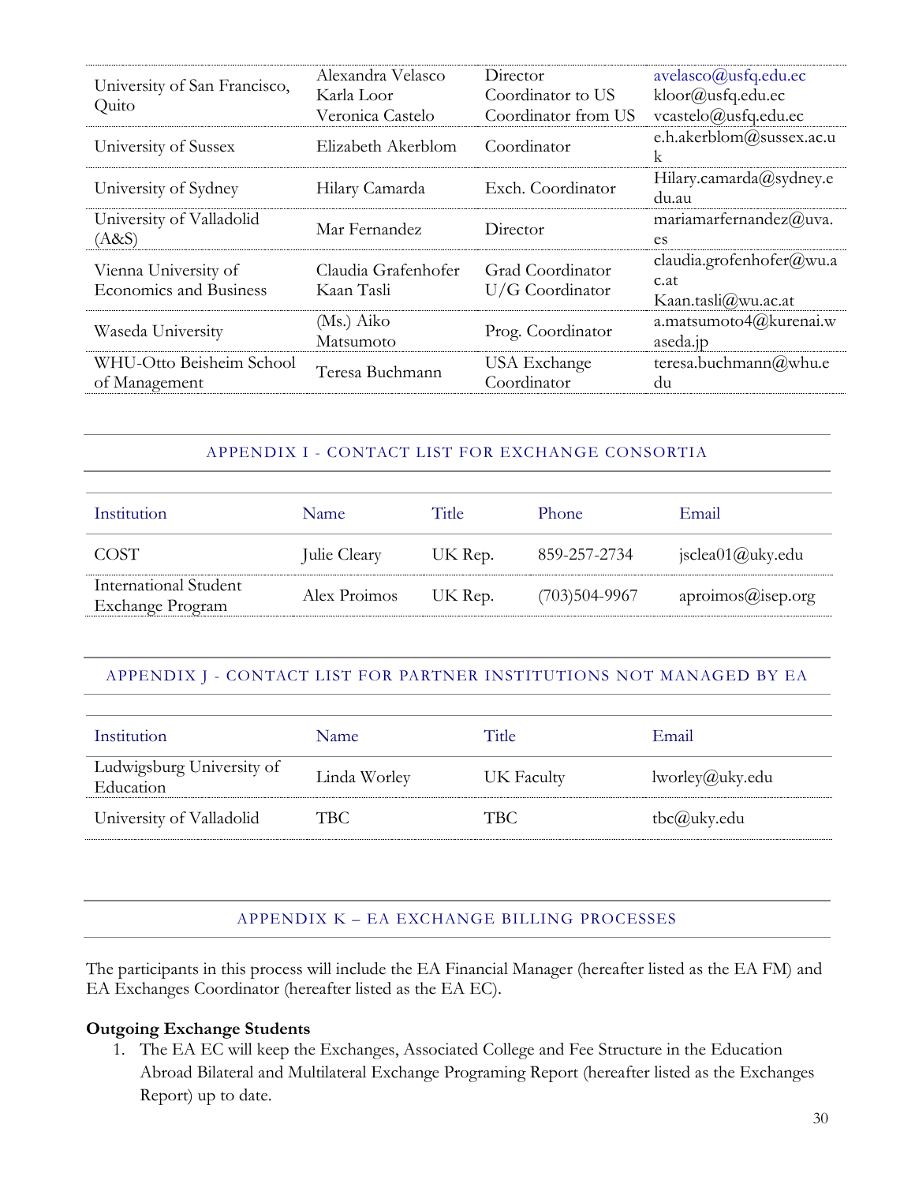| | | | |
|---|---|---|---|
| University of San Francisco, Quito | Alexandra Velasco<br>Karla Loor<br>Veronica Castelo | Director<br>Coordinator to US<br>Coordinator from US | avelasco@usfq.edu.ec<br>kloor@usfq.edu.ec<br>vcastelo@usfq.edu.ec |
| University of Sussex | Elizabeth Akerblom | Coordinator | e.h.akerblom@sussex.ac.uk |
| University of Sydney | Hilary Camarda | Exch. Coordinator | Hilary.camarda@sydney.edu.au |
| University of Valladolid (A&S) | Mar Fernandez | Director | mariamarfernandez@uva.es |
| Vienna University of Economics and Business | Claudia Grafenhofer<br>Kaan Tasli | Grad Coordinator<br>U/G Coordinator | claudia.grofenhofer@wu.ac.at<br>Kaan.tasli@wu.ac.at |
| Waseda University | (Ms.) Aiko Matsumoto | Prog. Coordinator | a.matsumoto4@kurenai.waseda.jp |
| WHU-Otto Beisheim School of Management | Teresa Buchmann | USA Exchange Coordinator | teresa.buchmann@whu.edu |

## APPENDIX I - CONTACT LIST FOR EXCHANGE CONSORTIA

| Institution | Name | Title | Phone | Email |
|---|---|---|---|---|
| COST | Julie Cleary | UK Rep. | 859-257-2734 | jsclea01@uky.edu |
| International Student Exchange Program | Alex Proimos | UK Rep. | (703)504-9967 | aproimos@isep.org |

## APPENDIX J - CONTACT LIST FOR PARTNER INSTITUTIONS NOT MANAGED BY EA

| Institution | Name | Title | Email |
|---|---|---|---|
| Ludwigsburg University of Education | Linda Worley | UK Faculty | lworley@uky.edu |
| University of Valladolid | TBC | TBC | tbc@uky.edu |

## APPENDIX K – EA EXCHANGE BILLING PROCESSES

The participants in this process will include the EA Financial Manager (hereafter listed as the EA FM) and EA Exchanges Coordinator (hereafter listed as the EA EC).

**Outgoing Exchange Students**

1. The EA EC will keep the Exchanges, Associated College and Fee Structure in the Education Abroad Bilateral and Multilateral Exchange Programing Report (hereafter listed as the Exchanges Report) up to date.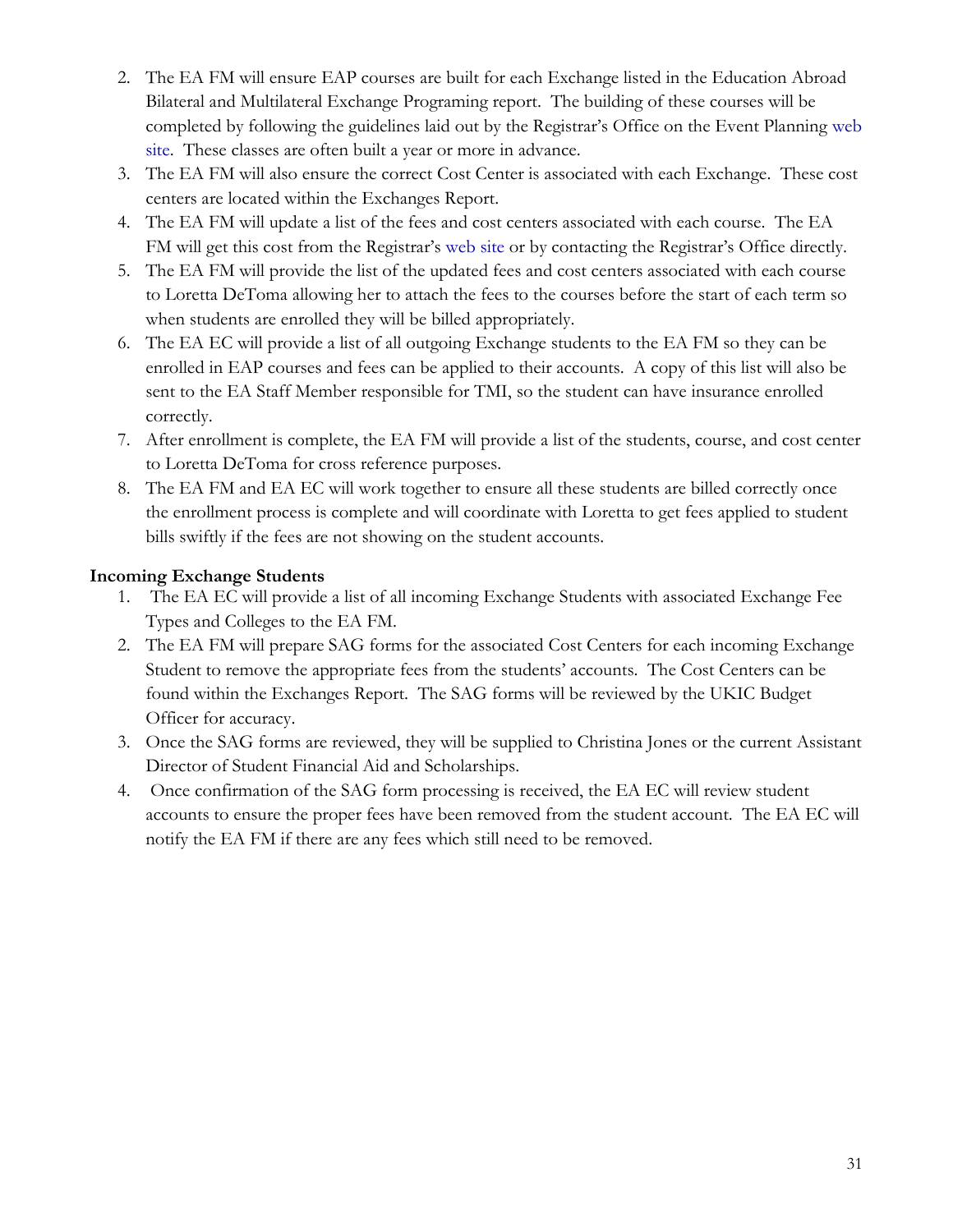2. The EA FM will ensure EAP courses are built for each Exchange listed in the Education Abroad Bilateral and Multilateral Exchange Programing report. The building of these courses will be completed by following the guidelines laid out by the Registrar's Office on the Event Planning web site. These classes are often built a year or more in advance.
3. The EA FM will also ensure the correct Cost Center is associated with each Exchange. These cost centers are located within the Exchanges Report.
4. The EA FM will update a list of the fees and cost centers associated with each course. The EA FM will get this cost from the Registrar's web site or by contacting the Registrar's Office directly.
5. The EA FM will provide the list of the updated fees and cost centers associated with each course to Loretta DeToma allowing her to attach the fees to the courses before the start of each term so when students are enrolled they will be billed appropriately.
6. The EA EC will provide a list of all outgoing Exchange students to the EA FM so they can be enrolled in EAP courses and fees can be applied to their accounts. A copy of this list will also be sent to the EA Staff Member responsible for TMI, so the student can have insurance enrolled correctly.
7. After enrollment is complete, the EA FM will provide a list of the students, course, and cost center to Loretta DeToma for cross reference purposes.
8. The EA FM and EA EC will work together to ensure all these students are billed correctly once the enrollment process is complete and will coordinate with Loretta to get fees applied to student bills swiftly if the fees are not showing on the student accounts.

**Incoming Exchange Students**

1. The EA EC will provide a list of all incoming Exchange Students with associated Exchange Fee Types and Colleges to the EA FM.
2. The EA FM will prepare SAG forms for the associated Cost Centers for each incoming Exchange Student to remove the appropriate fees from the students' accounts. The Cost Centers can be found within the Exchanges Report. The SAG forms will be reviewed by the UKIC Budget Officer for accuracy.
3. Once the SAG forms are reviewed, they will be supplied to Christina Jones or the current Assistant Director of Student Financial Aid and Scholarships.
4. Once confirmation of the SAG form processing is received, the EA EC will review student accounts to ensure the proper fees have been removed from the student account. The EA EC will notify the EA FM if there are any fees which still need to be removed.